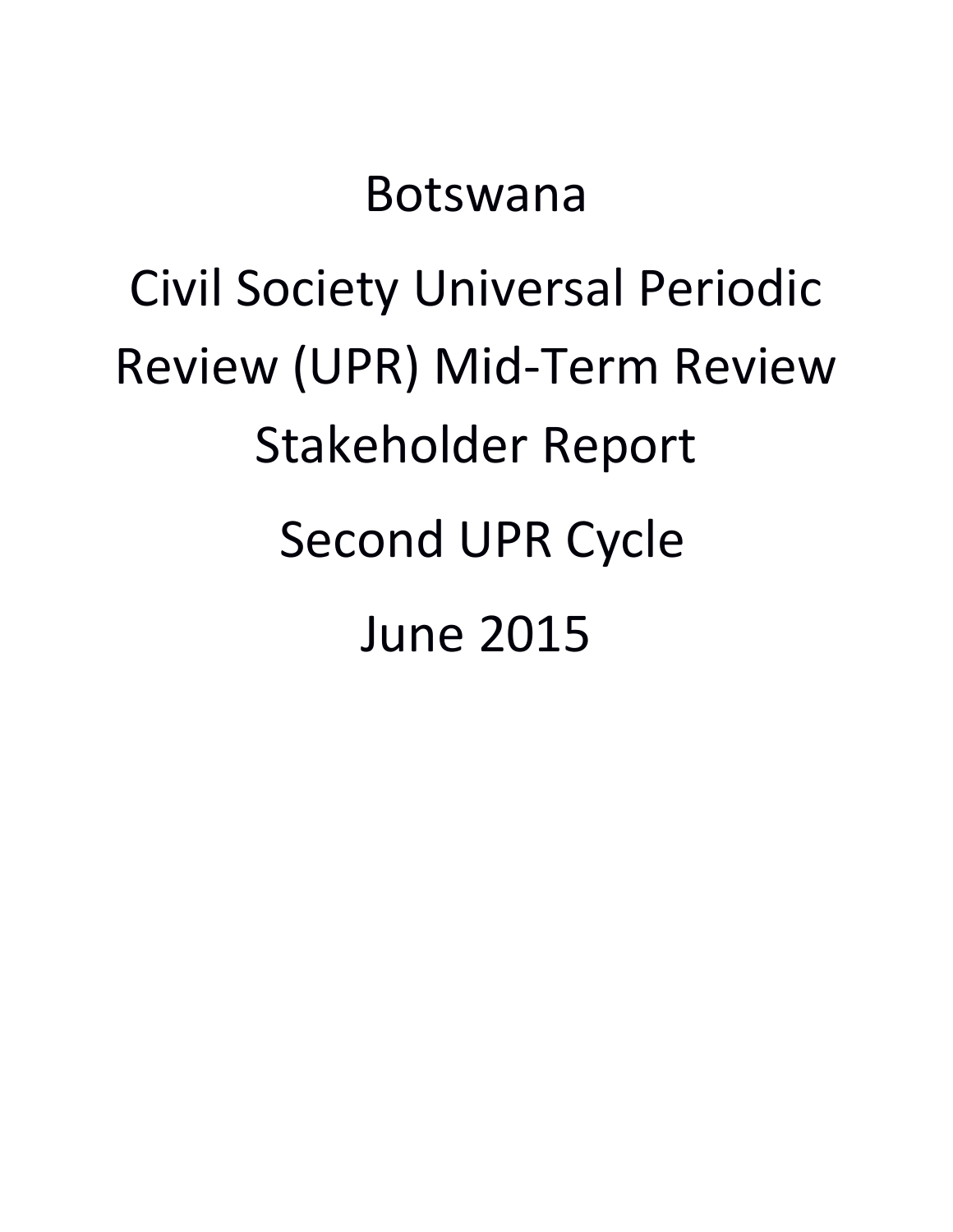# Botswana

# Civil Society Universal Periodic Review (UPR) Mid-Term Review Stakeholder Report

## Second UPR Cycle

## June 2015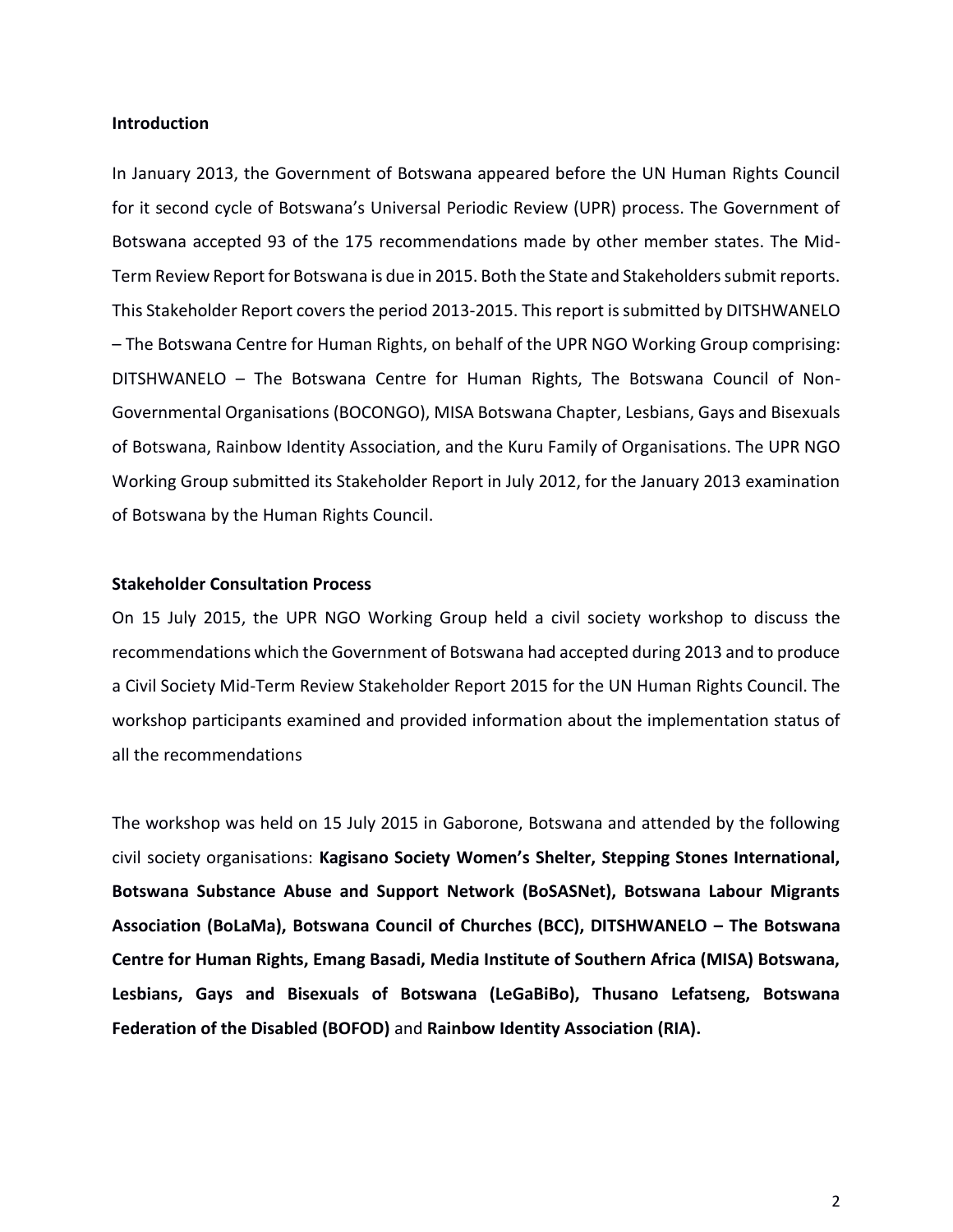**Introduction**

In January 2013, the Government of Botswana appeared before the UN Human Rights Council for it second cycle of Botswana's Universal Periodic Review (UPR) process. The Government of Botswana accepted 93 of the 175 recommendations made by other member states. The Mid-Term Review Report for Botswana is due in 2015. Both the State and Stakeholders submit reports. This Stakeholder Report covers the period 2013-2015. This report is submitted by DITSHWANELO – The Botswana Centre for Human Rights, on behalf of the UPR NGO Working Group comprising: DITSHWANELO – The Botswana Centre for Human Rights, The Botswana Council of Non-Governmental Organisations (BOCONGO), MISA Botswana Chapter, Lesbians, Gays and Bisexuals of Botswana, Rainbow Identity Association, and the Kuru Family of Organisations. The UPR NGO Working Group submitted its Stakeholder Report in July 2012, for the January 2013 examination of Botswana by the Human Rights Council.

**Stakeholder Consultation Process**

On 15 July 2015, the UPR NGO Working Group held a civil society workshop to discuss the recommendations which the Government of Botswana had accepted during 2013 and to produce a Civil Society Mid-Term Review Stakeholder Report 2015 for the UN Human Rights Council. The workshop participants examined and provided information about the implementation status of all the recommendations

The workshop was held on 15 July 2015 in Gaborone, Botswana and attended by the following civil society organisations: **Kagisano Society Women's Shelter, Stepping Stones International, Botswana Substance Abuse and Support Network (BoSASNet), Botswana Labour Migrants Association (BoLaMa), Botswana Council of Churches (BCC), DITSHWANELO – The Botswana Centre for Human Rights, Emang Basadi, Media Institute of Southern Africa (MISA) Botswana, Lesbians, Gays and Bisexuals of Botswana (LeGaBiBo), Thusano Lefatseng, Botswana Federation of the Disabled (BOFOD)** and **Rainbow Identity Association (RIA).**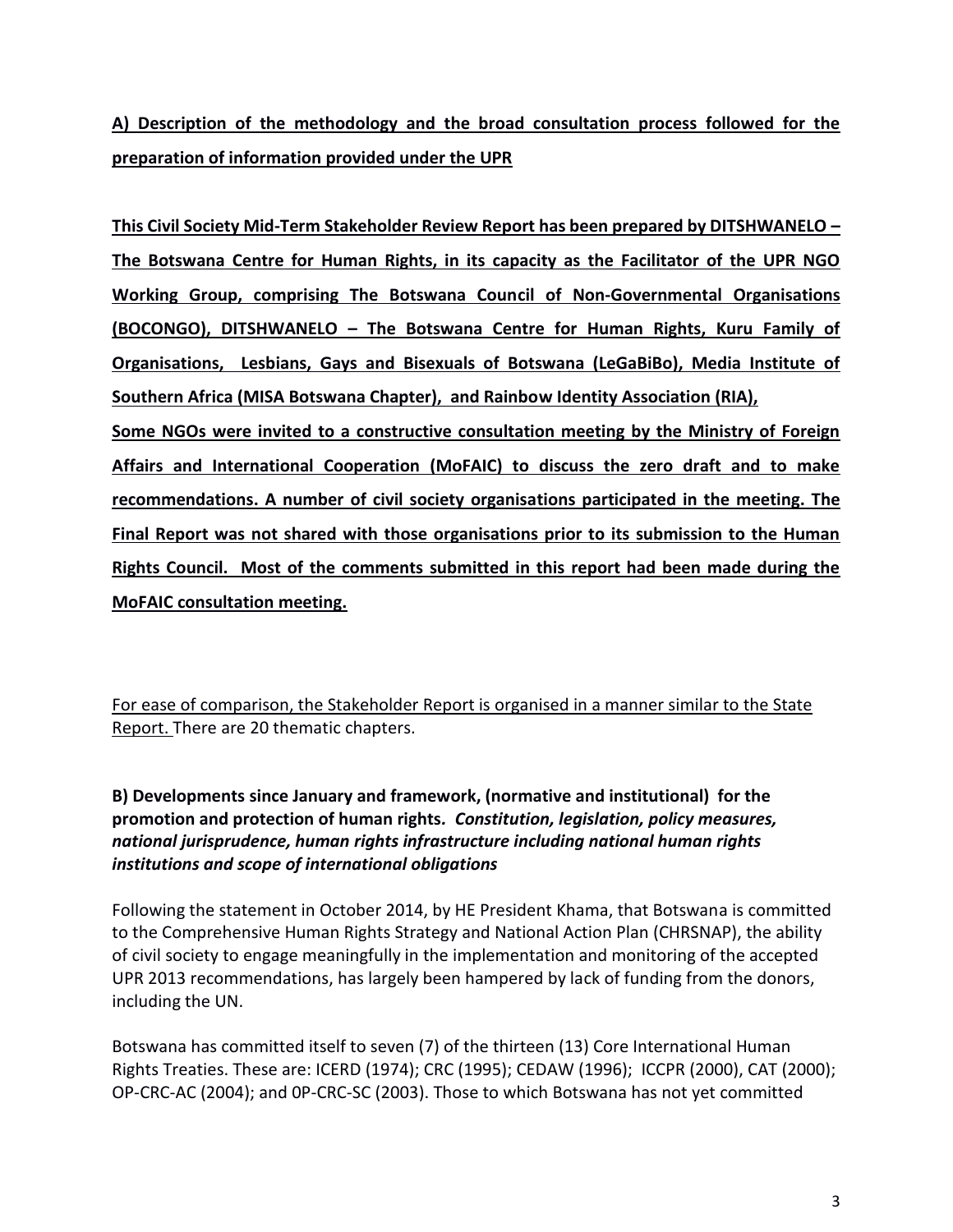**A) Description of the methodology and the broad consultation process followed for the preparation of information provided under the UPR**

**This Civil Society Mid-Term Stakeholder Review Report has been prepared by DITSHWANELO – The Botswana Centre for Human Rights, in its capacity as the Facilitator of the UPR NGO Working Group, comprising The Botswana Council of Non-Governmental Organisations (BOCONGO), DITSHWANELO – The Botswana Centre for Human Rights, Kuru Family of Organisations, Lesbians, Gays and Bisexuals of Botswana (LeGaBiBo), Media Institute of Southern Africa (MISA Botswana Chapter), and Rainbow Identity Association (RIA),**
**Some NGOs were invited to a constructive consultation meeting by the Ministry of Foreign Affairs and International Cooperation (MoFAIC) to discuss the zero draft and to make recommendations. A number of civil society organisations participated in the meeting. The Final Report was not shared with those organisations prior to its submission to the Human Rights Council. Most of the comments submitted in this report had been made during the MoFAIC consultation meeting.**

For ease of comparison, the Stakeholder Report is organised in a manner similar to the State Report. There are 20 thematic chapters.

**B) Developments since January and framework, (normative and institutional) for the promotion and protection of human rights. *Constitution, legislation, policy measures, national jurisprudence, human rights infrastructure including national human rights institutions and scope of international obligations***

Following the statement in October 2014, by HE President Khama, that Botswana is committed to the Comprehensive Human Rights Strategy and National Action Plan (CHRSNAP), the ability of civil society to engage meaningfully in the implementation and monitoring of the accepted UPR 2013 recommendations, has largely been hampered by lack of funding from the donors, including the UN.

Botswana has committed itself to seven (7) of the thirteen (13) Core International Human Rights Treaties. These are: ICERD (1974); CRC (1995); CEDAW (1996); ICCPR (2000), CAT (2000); OP-CRC-AC (2004); and 0P-CRC-SC (2003). Those to which Botswana has not yet committed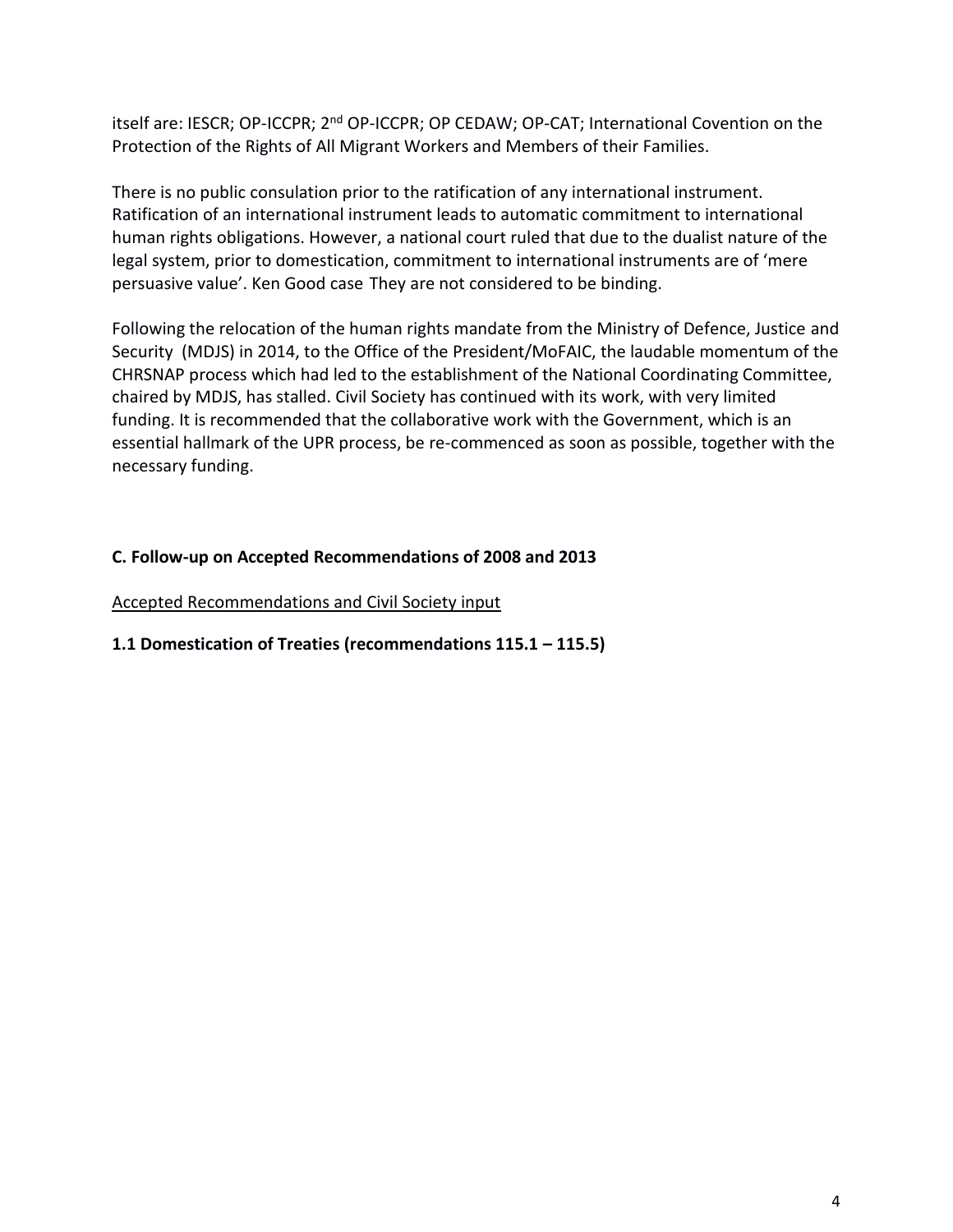itself are: IESCR; OP-ICCPR; 2nd OP-ICCPR; OP CEDAW; OP-CAT; International Covention on the Protection of the Rights of All Migrant Workers and Members of their Families.

There is no public consulation prior to the ratification of any international instrument. Ratification of an international instrument leads to automatic commitment to international human rights obligations. However, a national court ruled that due to the dualist nature of the legal system, prior to domestication, commitment to international instruments are of 'mere persuasive value'. Ken Good case They are not considered to be binding.

Following the relocation of the human rights mandate from the Ministry of Defence, Justice and Security (MDJS) in 2014, to the Office of the President/MoFAIC, the laudable momentum of the CHRSNAP process which had led to the establishment of the National Coordinating Committee, chaired by MDJS, has stalled. Civil Society has continued with its work, with very limited funding. It is recommended that the collaborative work with the Government, which is an essential hallmark of the UPR process, be re-commenced as soon as possible, together with the necessary funding.

## C. Follow-up on Accepted Recommendations of 2008 and 2013

<u>Accepted Recommendations and Civil Society input</u>

### 1.1 Domestication of Treaties (recommendations 115.1 – 115.5)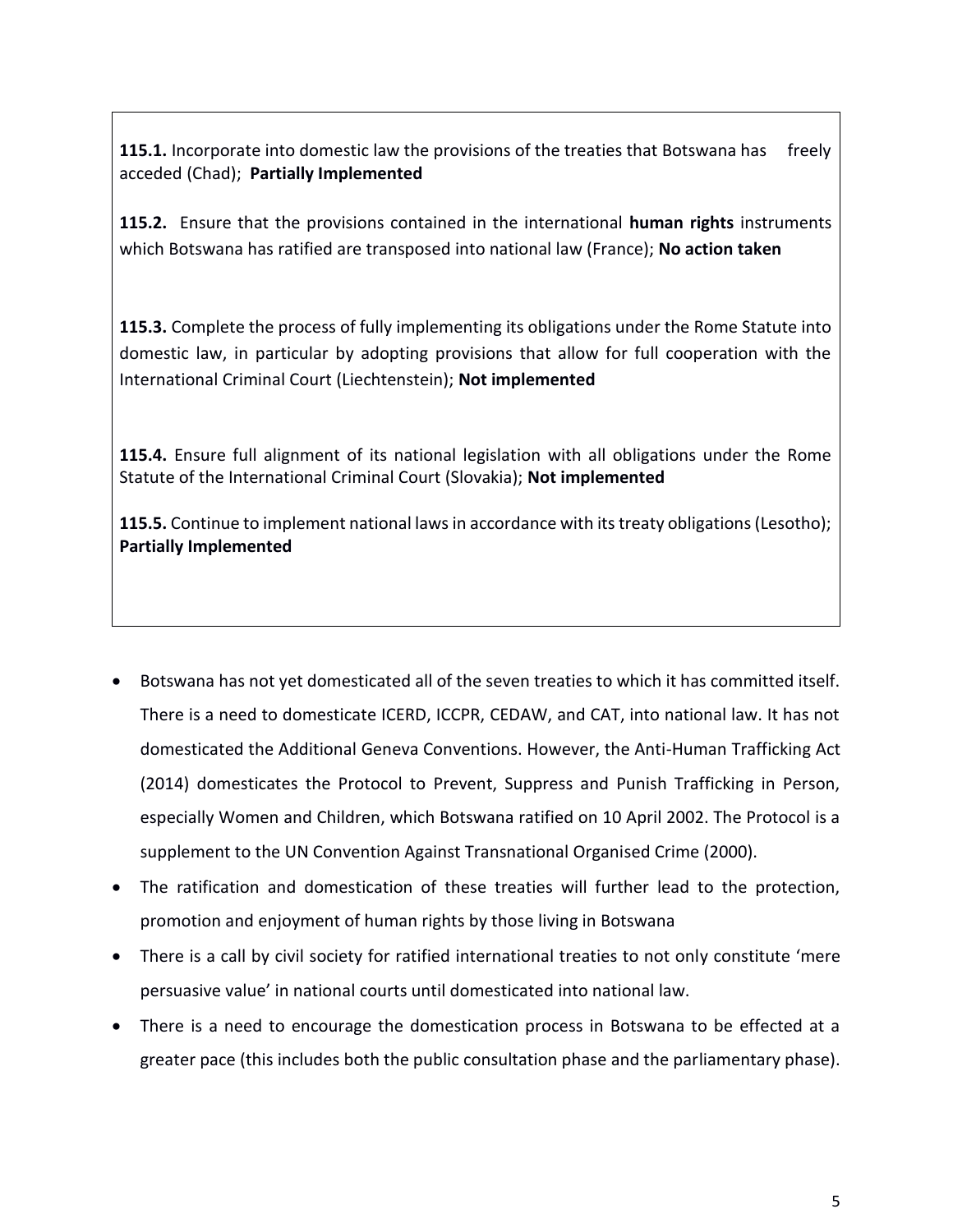**115.1.** Incorporate into domestic law the provisions of the treaties that Botswana has freely acceded (Chad); **Partially Implemented**

**115.2.** Ensure that the provisions contained in the international **human rights** instruments which Botswana has ratified are transposed into national law (France); **No action taken**

**115.3.** Complete the process of fully implementing its obligations under the Rome Statute into domestic law, in particular by adopting provisions that allow for full cooperation with the International Criminal Court (Liechtenstein); **Not implemented**

**115.4.** Ensure full alignment of its national legislation with all obligations under the Rome Statute of the International Criminal Court (Slovakia); **Not implemented**

**115.5.** Continue to implement national laws in accordance with its treaty obligations (Lesotho); **Partially Implemented**

- Botswana has not yet domesticated all of the seven treaties to which it has committed itself. There is a need to domesticate ICERD, ICCPR, CEDAW, and CAT, into national law. It has not domesticated the Additional Geneva Conventions. However, the Anti-Human Trafficking Act (2014) domesticates the Protocol to Prevent, Suppress and Punish Trafficking in Person, especially Women and Children, which Botswana ratified on 10 April 2002. The Protocol is a supplement to the UN Convention Against Transnational Organised Crime (2000).
- The ratification and domestication of these treaties will further lead to the protection, promotion and enjoyment of human rights by those living in Botswana
- There is a call by civil society for ratified international treaties to not only constitute 'mere persuasive value' in national courts until domesticated into national law.
- There is a need to encourage the domestication process in Botswana to be effected at a greater pace (this includes both the public consultation phase and the parliamentary phase).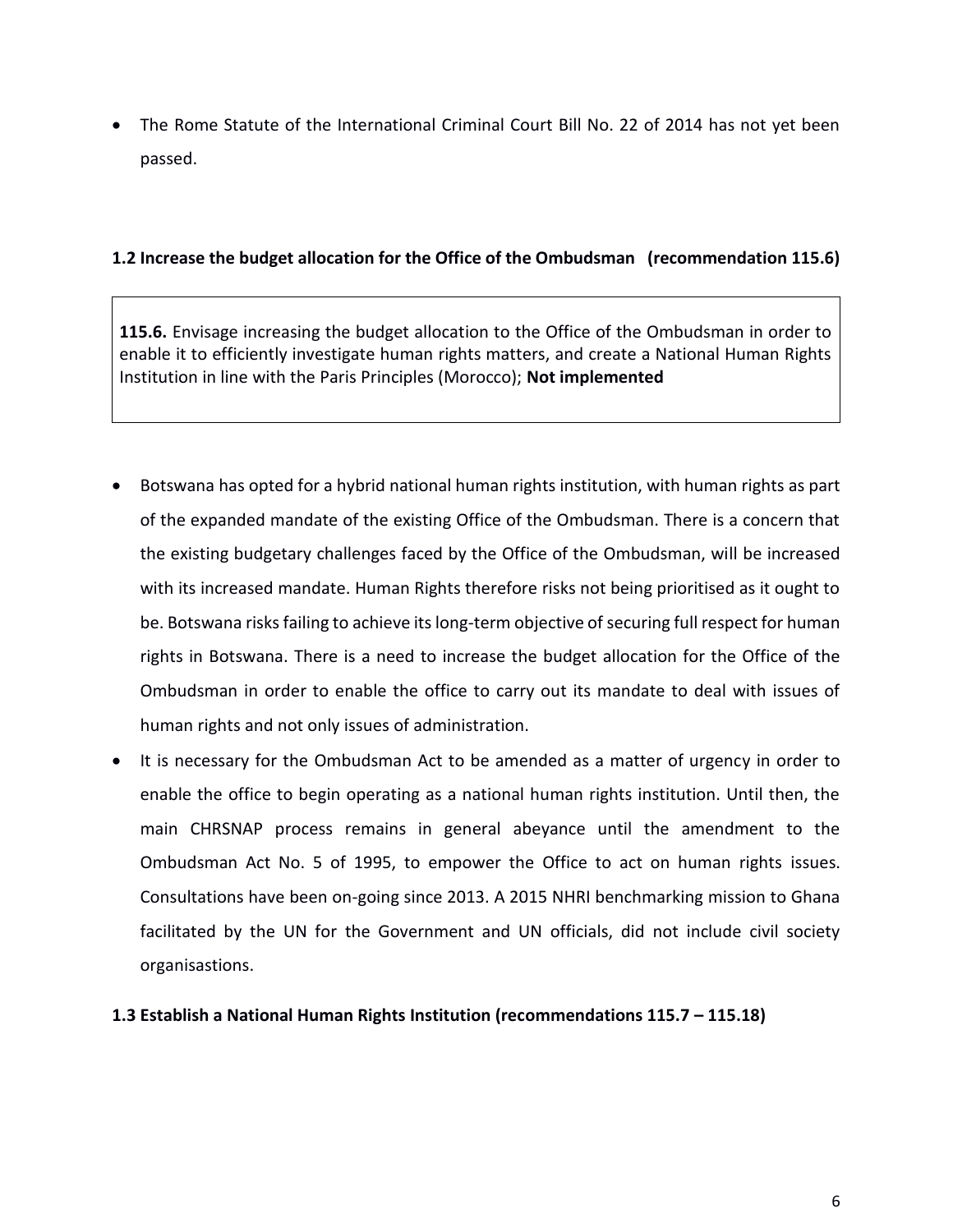- The Rome Statute of the International Criminal Court Bill No. 22 of 2014 has not yet been passed.

### 1.2 Increase the budget allocation for the Office of the Ombudsman (recommendation 115.6)

> **115.6.** Envisage increasing the budget allocation to the Office of the Ombudsman in order to enable it to efficiently investigate human rights matters, and create a National Human Rights Institution in line with the Paris Principles (Morocco); **Not implemented**

- Botswana has opted for a hybrid national human rights institution, with human rights as part of the expanded mandate of the existing Office of the Ombudsman. There is a concern that the existing budgetary challenges faced by the Office of the Ombudsman, will be increased with its increased mandate. Human Rights therefore risks not being prioritised as it ought to be. Botswana risks failing to achieve its long-term objective of securing full respect for human rights in Botswana. There is a need to increase the budget allocation for the Office of the Ombudsman in order to enable the office to carry out its mandate to deal with issues of human rights and not only issues of administration.
- It is necessary for the Ombudsman Act to be amended as a matter of urgency in order to enable the office to begin operating as a national human rights institution. Until then, the main CHRSNAP process remains in general abeyance until the amendment to the Ombudsman Act No. 5 of 1995, to empower the Office to act on human rights issues. Consultations have been on-going since 2013. A 2015 NHRI benchmarking mission to Ghana facilitated by the UN for the Government and UN officials, did not include civil society organisastions.

### 1.3 Establish a National Human Rights Institution (recommendations 115.7 – 115.18)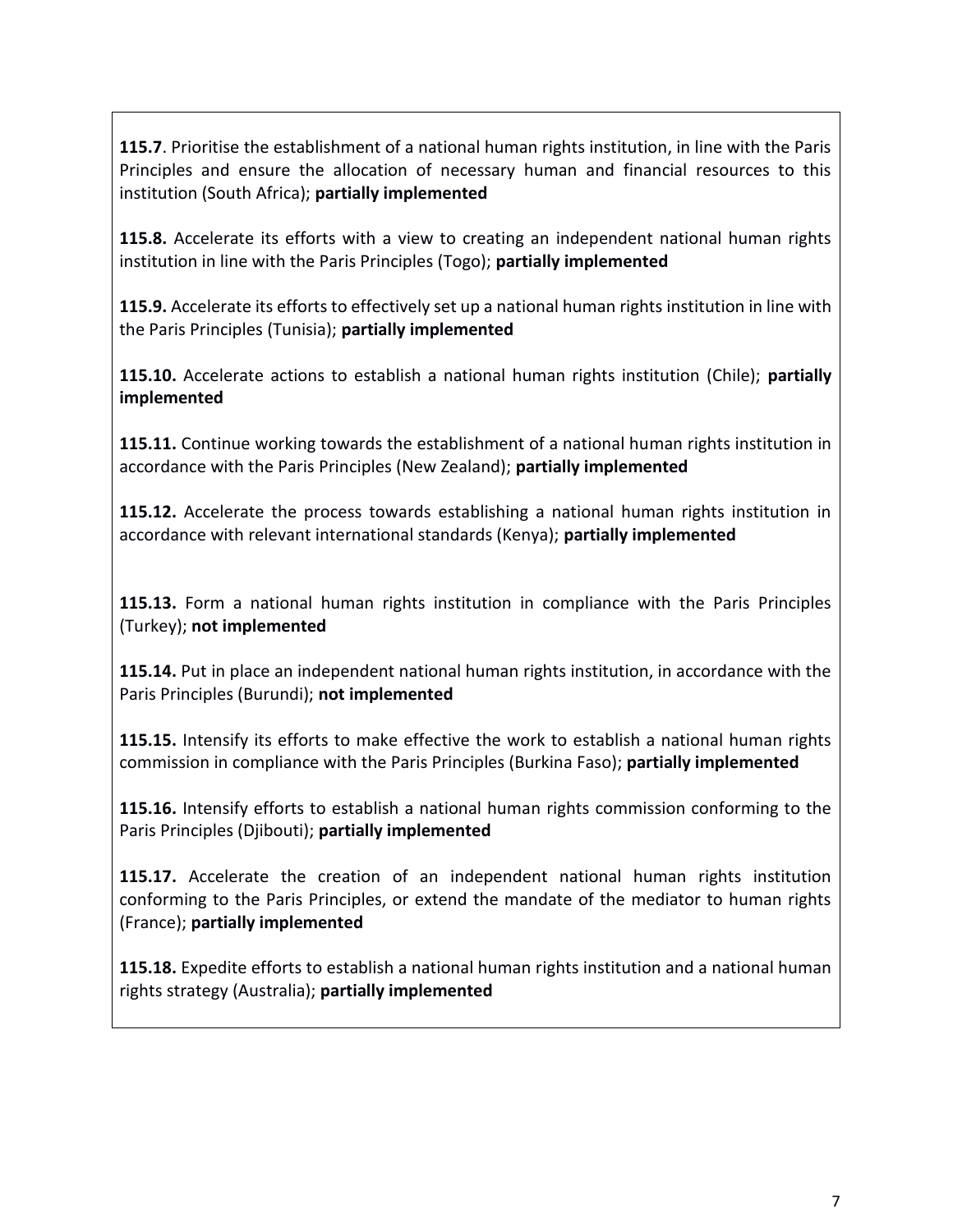**115.7**. Prioritise the establishment of a national human rights institution, in line with the Paris Principles and ensure the allocation of necessary human and financial resources to this institution (South Africa); **partially implemented**

**115.8.** Accelerate its efforts with a view to creating an independent national human rights institution in line with the Paris Principles (Togo); **partially implemented**

**115.9.** Accelerate its efforts to effectively set up a national human rights institution in line with the Paris Principles (Tunisia); **partially implemented**

**115.10.** Accelerate actions to establish a national human rights institution (Chile); **partially implemented**

**115.11.** Continue working towards the establishment of a national human rights institution in accordance with the Paris Principles (New Zealand); **partially implemented**

**115.12.** Accelerate the process towards establishing a national human rights institution in accordance with relevant international standards (Kenya); **partially implemented**

**115.13.** Form a national human rights institution in compliance with the Paris Principles (Turkey); **not implemented**

**115.14.** Put in place an independent national human rights institution, in accordance with the Paris Principles (Burundi); **not implemented**

**115.15.** Intensify its efforts to make effective the work to establish a national human rights commission in compliance with the Paris Principles (Burkina Faso); **partially implemented**

**115.16.** Intensify efforts to establish a national human rights commission conforming to the Paris Principles (Djibouti); **partially implemented**

**115.17.** Accelerate the creation of an independent national human rights institution conforming to the Paris Principles, or extend the mandate of the mediator to human rights (France); **partially implemented**

**115.18.** Expedite efforts to establish a national human rights institution and a national human rights strategy (Australia); **partially implemented**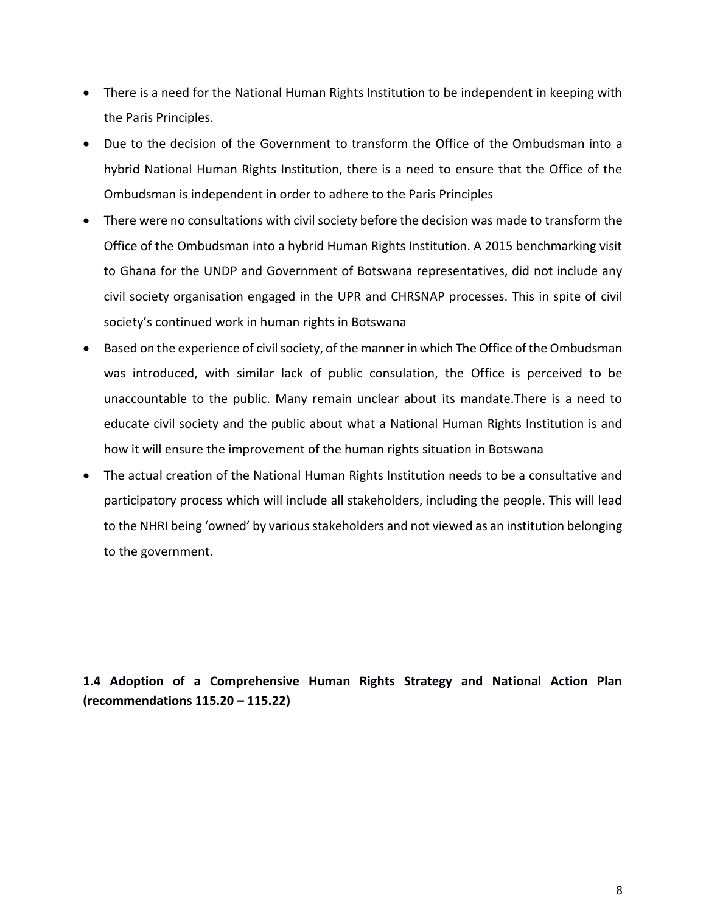- There is a need for the National Human Rights Institution to be independent in keeping with the Paris Principles.
- Due to the decision of the Government to transform the Office of the Ombudsman into a hybrid National Human Rights Institution, there is a need to ensure that the Office of the Ombudsman is independent in order to adhere to the Paris Principles
- There were no consultations with civil society before the decision was made to transform the Office of the Ombudsman into a hybrid Human Rights Institution. A 2015 benchmarking visit to Ghana for the UNDP and Government of Botswana representatives, did not include any civil society organisation engaged in the UPR and CHRSNAP processes. This in spite of civil society's continued work in human rights in Botswana
- Based on the experience of civil society, of the manner in which The Office of the Ombudsman was introduced, with similar lack of public consulation, the Office is perceived to be unaccountable to the public. Many remain unclear about its mandate.There is a need to educate civil society and the public about what a National Human Rights Institution is and how it will ensure the improvement of the human rights situation in Botswana
- The actual creation of the National Human Rights Institution needs to be a consultative and participatory process which will include all stakeholders, including the people. This will lead to the NHRI being 'owned' by various stakeholders and not viewed as an institution belonging to the government.

**1.4 Adoption of a Comprehensive Human Rights Strategy and National Action Plan (recommendations 115.20 – 115.22)**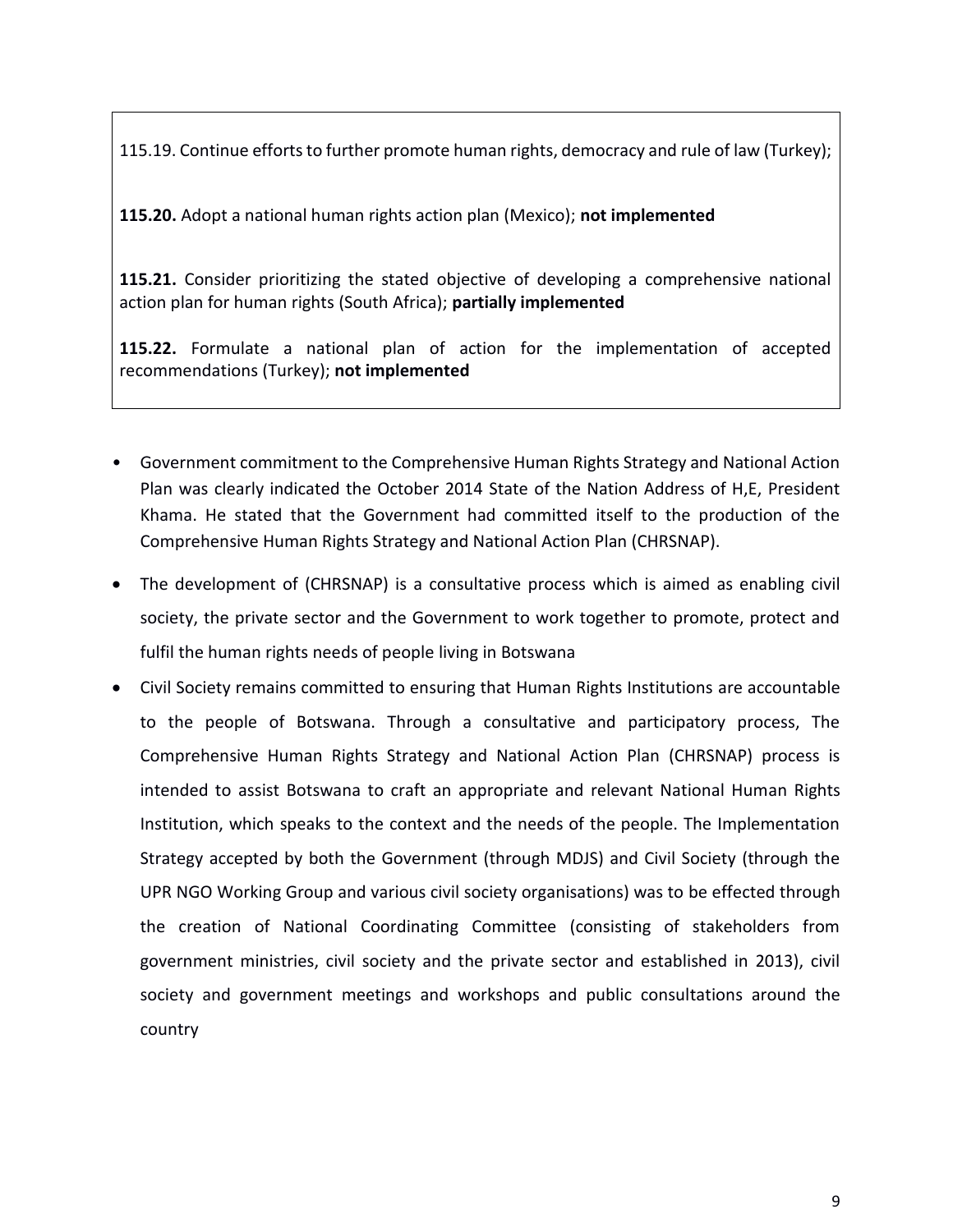115.19. Continue efforts to further promote human rights, democracy and rule of law (Turkey);

**115.20.** Adopt a national human rights action plan (Mexico); **not implemented**

**115.21.** Consider prioritizing the stated objective of developing a comprehensive national action plan for human rights (South Africa); **partially implemented**

**115.22.** Formulate a national plan of action for the implementation of accepted recommendations (Turkey); **not implemented**

- Government commitment to the Comprehensive Human Rights Strategy and National Action Plan was clearly indicated the October 2014 State of the Nation Address of H,E, President Khama. He stated that the Government had committed itself to the production of the Comprehensive Human Rights Strategy and National Action Plan (CHRSNAP).
- The development of (CHRSNAP) is a consultative process which is aimed as enabling civil society, the private sector and the Government to work together to promote, protect and fulfil the human rights needs of people living in Botswana
- Civil Society remains committed to ensuring that Human Rights Institutions are accountable to the people of Botswana. Through a consultative and participatory process, The Comprehensive Human Rights Strategy and National Action Plan (CHRSNAP) process is intended to assist Botswana to craft an appropriate and relevant National Human Rights Institution, which speaks to the context and the needs of the people. The Implementation Strategy accepted by both the Government (through MDJS) and Civil Society (through the UPR NGO Working Group and various civil society organisations) was to be effected through the creation of National Coordinating Committee (consisting of stakeholders from government ministries, civil society and the private sector and established in 2013), civil society and government meetings and workshops and public consultations around the country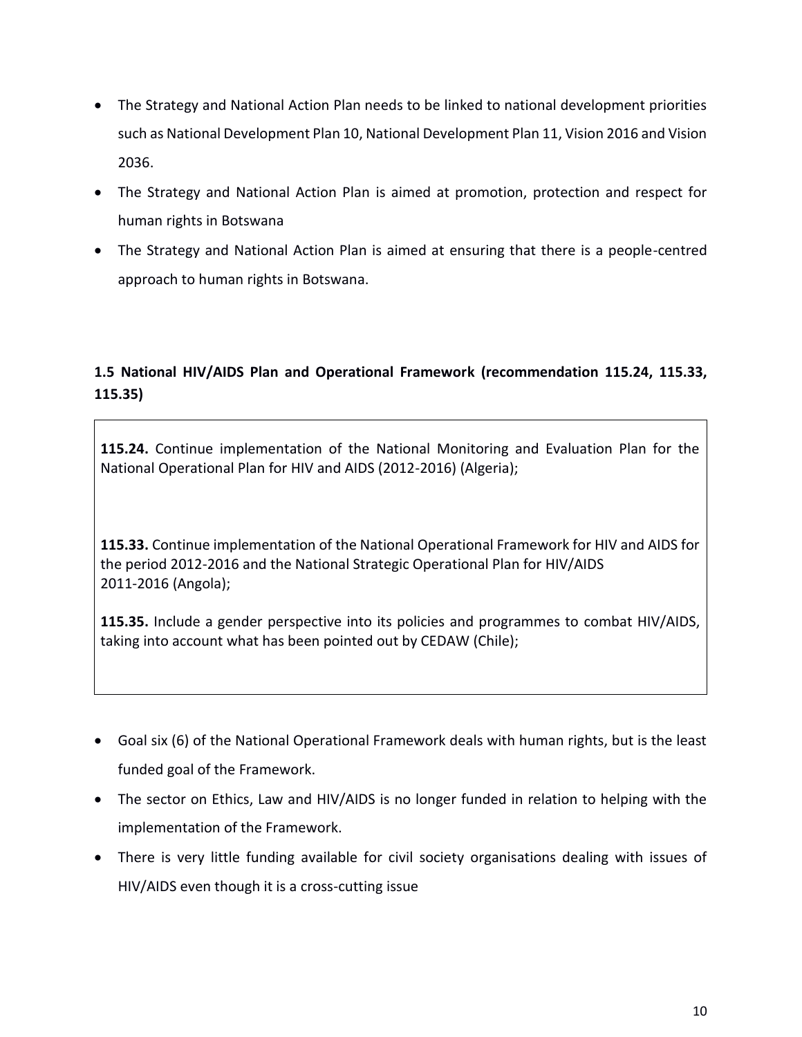- The Strategy and National Action Plan needs to be linked to national development priorities such as National Development Plan 10, National Development Plan 11, Vision 2016 and Vision 2036.
- The Strategy and National Action Plan is aimed at promotion, protection and respect for human rights in Botswana
- The Strategy and National Action Plan is aimed at ensuring that there is a people-centred approach to human rights in Botswana.

### 1.5 National HIV/AIDS Plan and Operational Framework (recommendation 115.24, 115.33, 115.35)

**115.24.** Continue implementation of the National Monitoring and Evaluation Plan for the National Operational Plan for HIV and AIDS (2012-2016) (Algeria);

**115.33.** Continue implementation of the National Operational Framework for HIV and AIDS for the period 2012-2016 and the National Strategic Operational Plan for HIV/AIDS 2011-2016 (Angola);

**115.35.** Include a gender perspective into its policies and programmes to combat HIV/AIDS, taking into account what has been pointed out by CEDAW (Chile);

- Goal six (6) of the National Operational Framework deals with human rights, but is the least funded goal of the Framework.
- The sector on Ethics, Law and HIV/AIDS is no longer funded in relation to helping with the implementation of the Framework.
- There is very little funding available for civil society organisations dealing with issues of HIV/AIDS even though it is a cross-cutting issue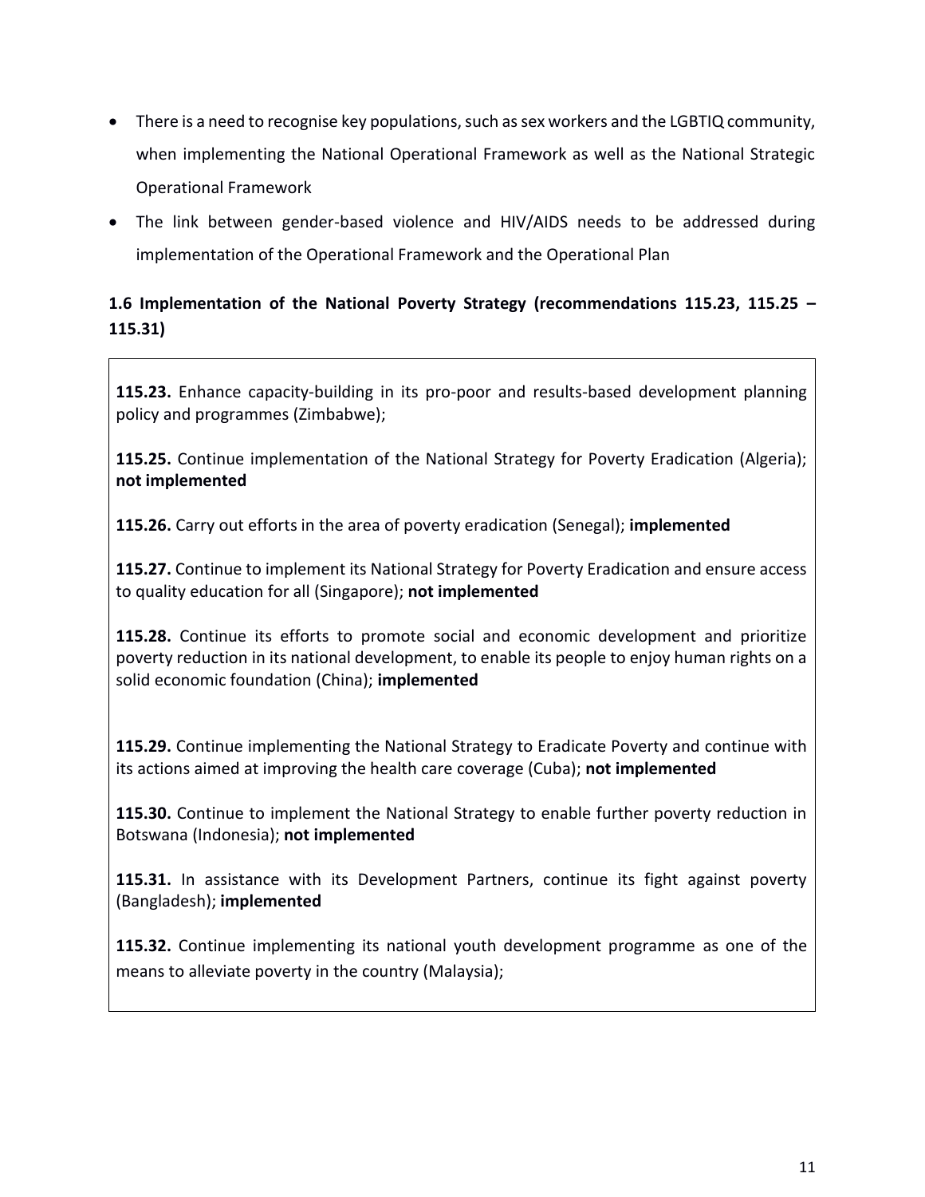- There is a need to recognise key populations, such as sex workers and the LGBTIQ community, when implementing the National Operational Framework as well as the National Strategic Operational Framework
- The link between gender-based violence and HIV/AIDS needs to be addressed during implementation of the Operational Framework and the Operational Plan

### 1.6 Implementation of the National Poverty Strategy (recommendations 115.23, 115.25 – 115.31)

**115.23.** Enhance capacity-building in its pro-poor and results-based development planning policy and programmes (Zimbabwe);

**115.25.** Continue implementation of the National Strategy for Poverty Eradication (Algeria); **not implemented**

**115.26.** Carry out efforts in the area of poverty eradication (Senegal); **implemented**

**115.27.** Continue to implement its National Strategy for Poverty Eradication and ensure access to quality education for all (Singapore); **not implemented**

**115.28.** Continue its efforts to promote social and economic development and prioritize poverty reduction in its national development, to enable its people to enjoy human rights on a solid economic foundation (China); **implemented**

**115.29.** Continue implementing the National Strategy to Eradicate Poverty and continue with its actions aimed at improving the health care coverage (Cuba); **not implemented**

**115.30.** Continue to implement the National Strategy to enable further poverty reduction in Botswana (Indonesia); **not implemented**

**115.31.** In assistance with its Development Partners, continue its fight against poverty (Bangladesh); **implemented**

**115.32.** Continue implementing its national youth development programme as one of the means to alleviate poverty in the country (Malaysia);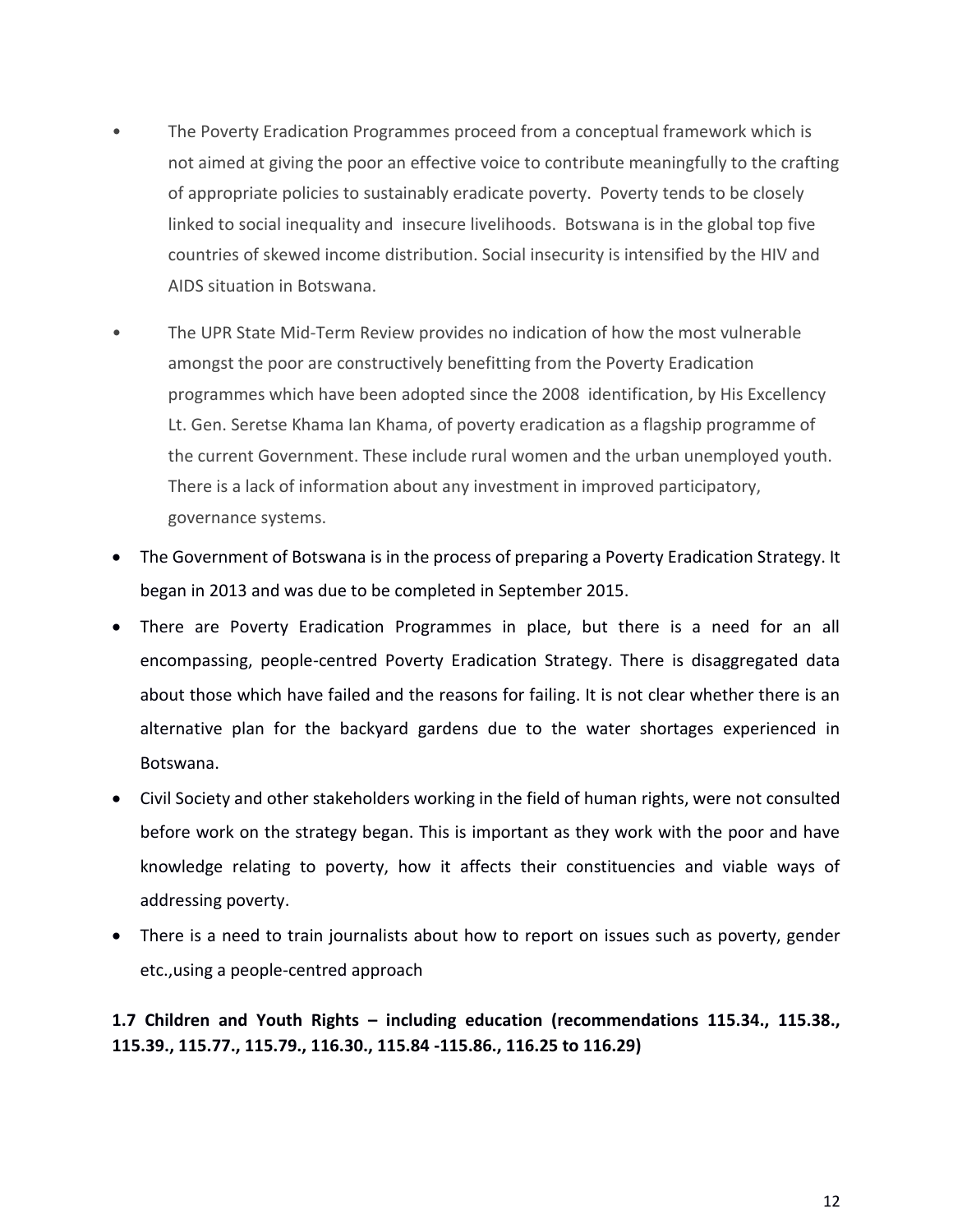- The Poverty Eradication Programmes proceed from a conceptual framework which is not aimed at giving the poor an effective voice to contribute meaningfully to the crafting of appropriate policies to sustainably eradicate poverty. Poverty tends to be closely linked to social inequality and insecure livelihoods. Botswana is in the global top five countries of skewed income distribution. Social insecurity is intensified by the HIV and AIDS situation in Botswana.
- The UPR State Mid-Term Review provides no indication of how the most vulnerable amongst the poor are constructively benefitting from the Poverty Eradication programmes which have been adopted since the 2008 identification, by His Excellency Lt. Gen. Seretse Khama Ian Khama, of poverty eradication as a flagship programme of the current Government. These include rural women and the urban unemployed youth. There is a lack of information about any investment in improved participatory, governance systems.
- The Government of Botswana is in the process of preparing a Poverty Eradication Strategy. It began in 2013 and was due to be completed in September 2015.
- There are Poverty Eradication Programmes in place, but there is a need for an all encompassing, people-centred Poverty Eradication Strategy. There is disaggregated data about those which have failed and the reasons for failing. It is not clear whether there is an alternative plan for the backyard gardens due to the water shortages experienced in Botswana.
- Civil Society and other stakeholders working in the field of human rights, were not consulted before work on the strategy began. This is important as they work with the poor and have knowledge relating to poverty, how it affects their constituencies and viable ways of addressing poverty.
- There is a need to train journalists about how to report on issues such as poverty, gender etc.,using a people-centred approach

**1.7 Children and Youth Rights – including education (recommendations 115.34., 115.38., 115.39., 115.77., 115.79., 116.30., 115.84 -115.86., 116.25 to 116.29)**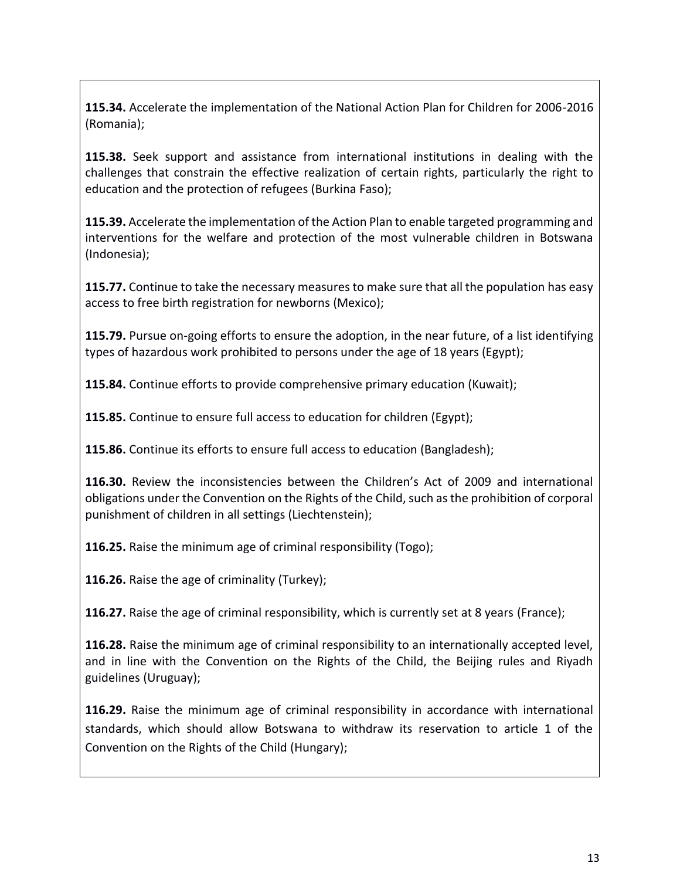**115.34.** Accelerate the implementation of the National Action Plan for Children for 2006-2016 (Romania);

**115.38.** Seek support and assistance from international institutions in dealing with the challenges that constrain the effective realization of certain rights, particularly the right to education and the protection of refugees (Burkina Faso);

**115.39.** Accelerate the implementation of the Action Plan to enable targeted programming and interventions for the welfare and protection of the most vulnerable children in Botswana (Indonesia);

**115.77.** Continue to take the necessary measures to make sure that all the population has easy access to free birth registration for newborns (Mexico);

**115.79.** Pursue on-going efforts to ensure the adoption, in the near future, of a list identifying types of hazardous work prohibited to persons under the age of 18 years (Egypt);

**115.84.** Continue efforts to provide comprehensive primary education (Kuwait);

**115.85.** Continue to ensure full access to education for children (Egypt);

**115.86.** Continue its efforts to ensure full access to education (Bangladesh);

**116.30.** Review the inconsistencies between the Children's Act of 2009 and international obligations under the Convention on the Rights of the Child, such as the prohibition of corporal punishment of children in all settings (Liechtenstein);

**116.25.** Raise the minimum age of criminal responsibility (Togo);

**116.26.** Raise the age of criminality (Turkey);

**116.27.** Raise the age of criminal responsibility, which is currently set at 8 years (France);

**116.28.** Raise the minimum age of criminal responsibility to an internationally accepted level, and in line with the Convention on the Rights of the Child, the Beijing rules and Riyadh guidelines (Uruguay);

**116.29.** Raise the minimum age of criminal responsibility in accordance with international standards, which should allow Botswana to withdraw its reservation to article 1 of the Convention on the Rights of the Child (Hungary);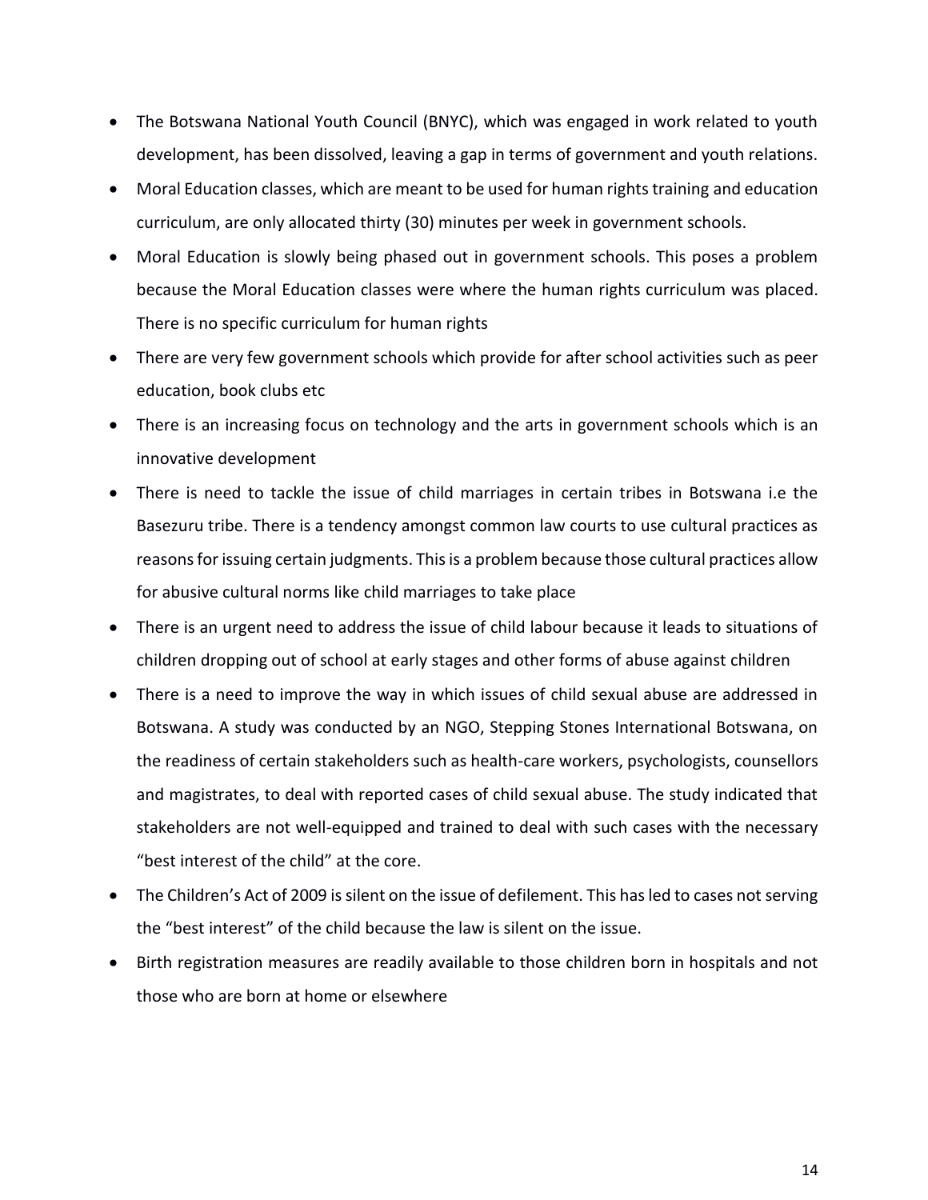- The Botswana National Youth Council (BNYC), which was engaged in work related to youth development, has been dissolved, leaving a gap in terms of government and youth relations.
- Moral Education classes, which are meant to be used for human rights training and education curriculum, are only allocated thirty (30) minutes per week in government schools.
- Moral Education is slowly being phased out in government schools. This poses a problem because the Moral Education classes were where the human rights curriculum was placed. There is no specific curriculum for human rights
- There are very few government schools which provide for after school activities such as peer education, book clubs etc
- There is an increasing focus on technology and the arts in government schools which is an innovative development
- There is need to tackle the issue of child marriages in certain tribes in Botswana i.e the Basezuru tribe. There is a tendency amongst common law courts to use cultural practices as reasons for issuing certain judgments. This is a problem because those cultural practices allow for abusive cultural norms like child marriages to take place
- There is an urgent need to address the issue of child labour because it leads to situations of children dropping out of school at early stages and other forms of abuse against children
- There is a need to improve the way in which issues of child sexual abuse are addressed in Botswana. A study was conducted by an NGO, Stepping Stones International Botswana, on the readiness of certain stakeholders such as health-care workers, psychologists, counsellors and magistrates, to deal with reported cases of child sexual abuse. The study indicated that stakeholders are not well-equipped and trained to deal with such cases with the necessary "best interest of the child" at the core.
- The Children's Act of 2009 is silent on the issue of defilement. This has led to cases not serving the "best interest" of the child because the law is silent on the issue.
- Birth registration measures are readily available to those children born in hospitals and not those who are born at home or elsewhere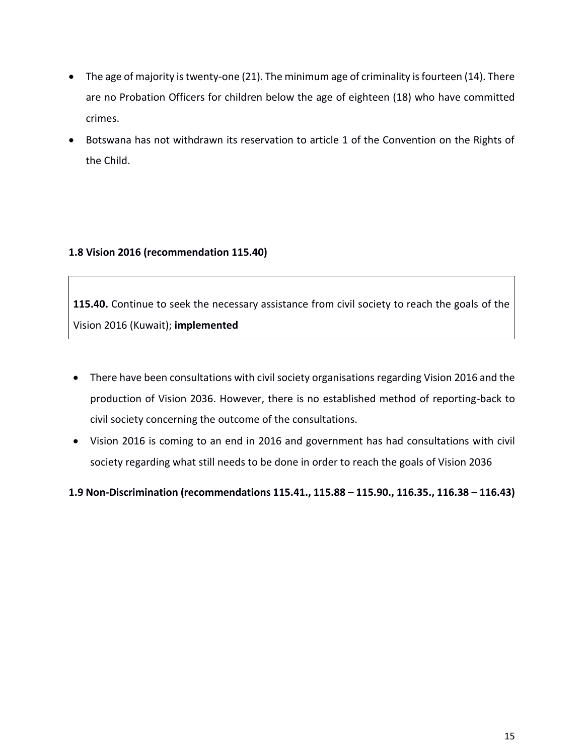- The age of majority is twenty-one (21). The minimum age of criminality is fourteen (14). There are no Probation Officers for children below the age of eighteen (18) who have committed crimes.
- Botswana has not withdrawn its reservation to article 1 of the Convention on the Rights of the Child.

### 1.8 Vision 2016 (recommendation 115.40)

> **115.40.** Continue to seek the necessary assistance from civil society to reach the goals of the Vision 2016 (Kuwait); **implemented**

- There have been consultations with civil society organisations regarding Vision 2016 and the production of Vision 2036. However, there is no established method of reporting-back to civil society concerning the outcome of the consultations.
- Vision 2016 is coming to an end in 2016 and government has had consultations with civil society regarding what still needs to be done in order to reach the goals of Vision 2036

### 1.9 Non-Discrimination (recommendations 115.41., 115.88 – 115.90., 116.35., 116.38 – 116.43)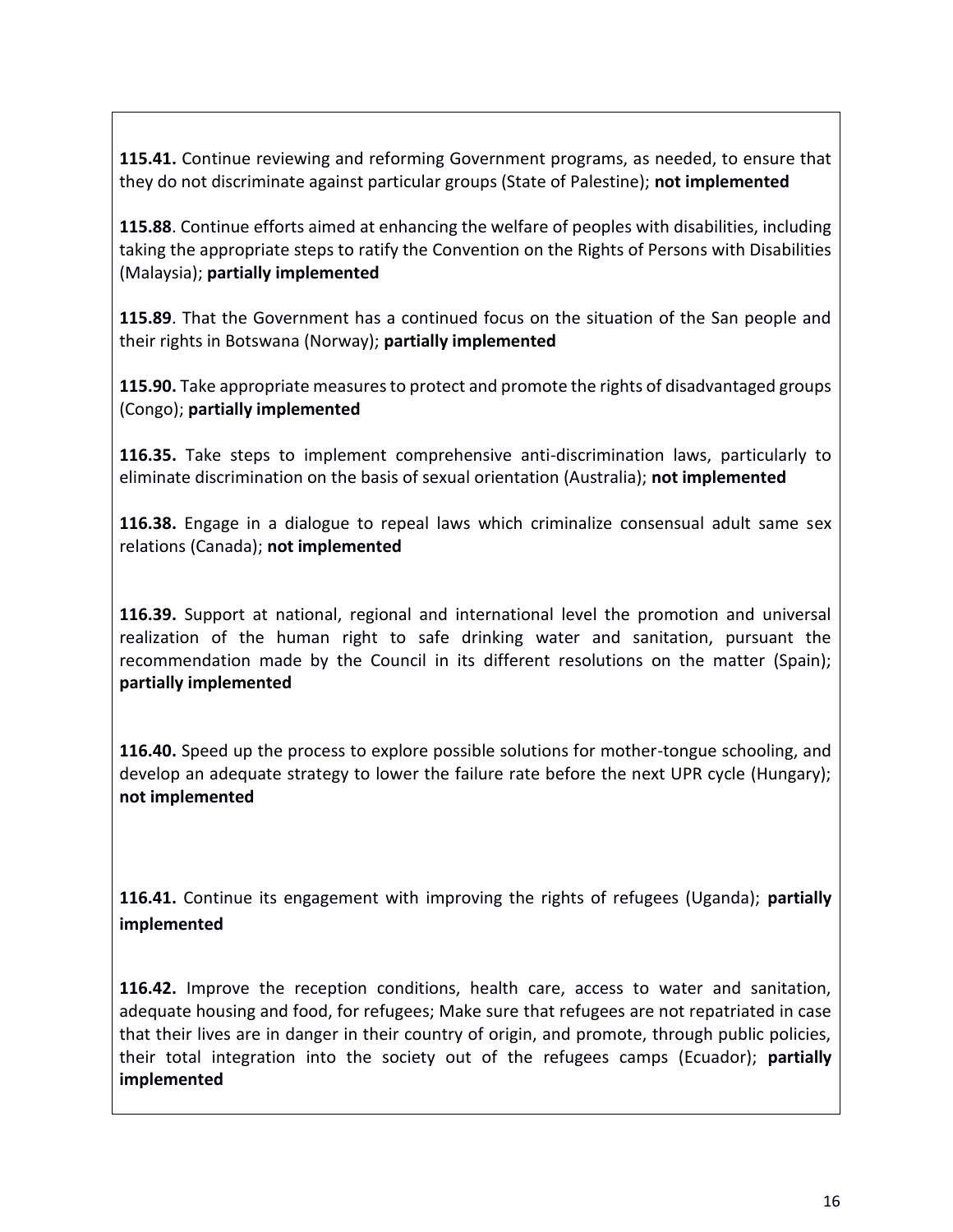**115.41.** Continue reviewing and reforming Government programs, as needed, to ensure that they do not discriminate against particular groups (State of Palestine); **not implemented**

**115.88**. Continue efforts aimed at enhancing the welfare of peoples with disabilities, including taking the appropriate steps to ratify the Convention on the Rights of Persons with Disabilities (Malaysia); **partially implemented**

**115.89**. That the Government has a continued focus on the situation of the San people and their rights in Botswana (Norway); **partially implemented**

**115.90.** Take appropriate measures to protect and promote the rights of disadvantaged groups (Congo); **partially implemented**

**116.35.** Take steps to implement comprehensive anti-discrimination laws, particularly to eliminate discrimination on the basis of sexual orientation (Australia); **not implemented**

**116.38.** Engage in a dialogue to repeal laws which criminalize consensual adult same sex relations (Canada); **not implemented**

**116.39.** Support at national, regional and international level the promotion and universal realization of the human right to safe drinking water and sanitation, pursuant the recommendation made by the Council in its different resolutions on the matter (Spain); **partially implemented**

**116.40.** Speed up the process to explore possible solutions for mother-tongue schooling, and develop an adequate strategy to lower the failure rate before the next UPR cycle (Hungary); **not implemented**

**116.41.** Continue its engagement with improving the rights of refugees (Uganda); **partially implemented**

**116.42.** Improve the reception conditions, health care, access to water and sanitation, adequate housing and food, for refugees; Make sure that refugees are not repatriated in case that their lives are in danger in their country of origin, and promote, through public policies, their total integration into the society out of the refugees camps (Ecuador); **partially implemented**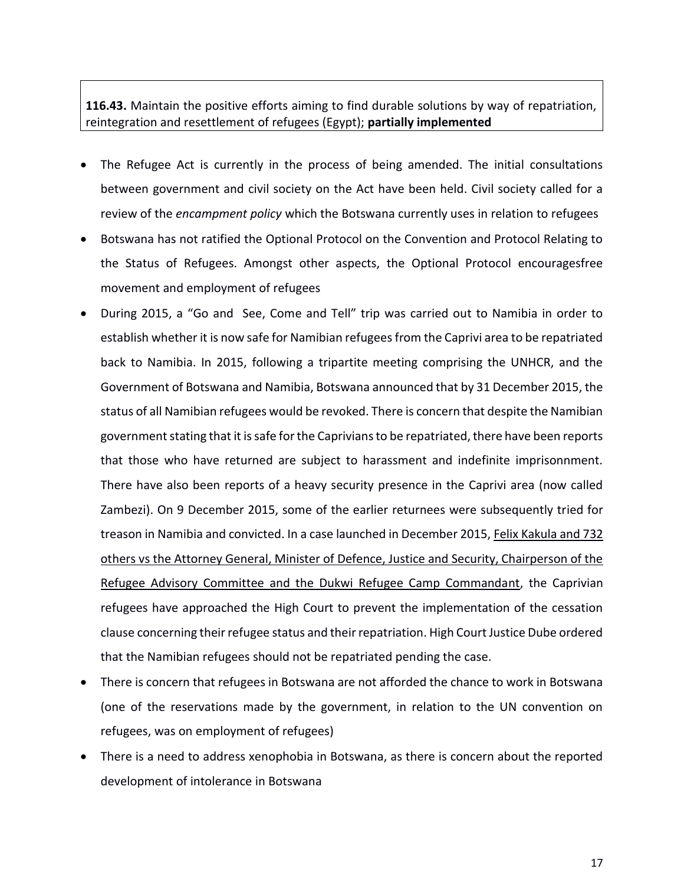**116.43.** Maintain the positive efforts aiming to find durable solutions by way of repatriation, reintegration and resettlement of refugees (Egypt); **partially implemented**

- The Refugee Act is currently in the process of being amended. The initial consultations between government and civil society on the Act have been held. Civil society called for a review of the *encampment policy* which the Botswana currently uses in relation to refugees
- Botswana has not ratified the Optional Protocol on the Convention and Protocol Relating to the Status of Refugees. Amongst other aspects, the Optional Protocol encouragesfree movement and employment of refugees
- During 2015, a "Go and See, Come and Tell" trip was carried out to Namibia in order to establish whether it is now safe for Namibian refugees from the Caprivi area to be repatriated back to Namibia. In 2015, following a tripartite meeting comprising the UNHCR, and the Government of Botswana and Namibia, Botswana announced that by 31 December 2015, the status of all Namibian refugees would be revoked. There is concern that despite the Namibian government stating that it is safe for the Caprivians to be repatriated, there have been reports that those who have returned are subject to harassment and indefinite imprisonnment. There have also been reports of a heavy security presence in the Caprivi area (now called Zambezi). On 9 December 2015, some of the earlier returnees were subsequently tried for treason in Namibia and convicted. In a case launched in December 2015, Felix Kakula and 732 others vs the Attorney General, Minister of Defence, Justice and Security, Chairperson of the Refugee Advisory Committee and the Dukwi Refugee Camp Commandant, the Caprivian refugees have approached the High Court to prevent the implementation of the cessation clause concerning their refugee status and their repatriation. High Court Justice Dube ordered that the Namibian refugees should not be repatriated pending the case.
- There is concern that refugees in Botswana are not afforded the chance to work in Botswana (one of the reservations made by the government, in relation to the UN convention on refugees, was on employment of refugees)
- There is a need to address xenophobia in Botswana, as there is concern about the reported development of intolerance in Botswana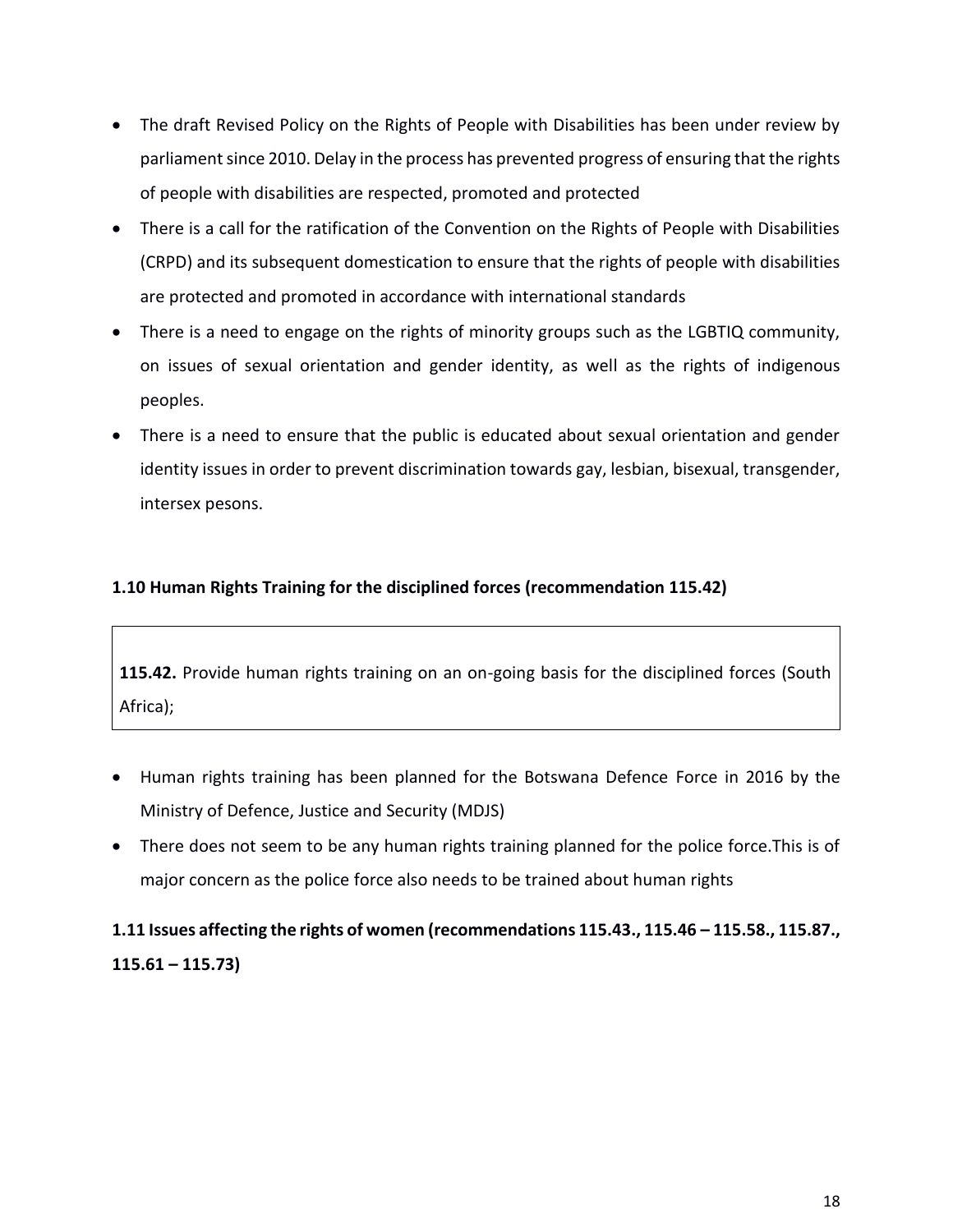- The draft Revised Policy on the Rights of People with Disabilities has been under review by parliament since 2010. Delay in the process has prevented progress of ensuring that the rights of people with disabilities are respected, promoted and protected
- There is a call for the ratification of the Convention on the Rights of People with Disabilities (CRPD) and its subsequent domestication to ensure that the rights of people with disabilities are protected and promoted in accordance with international standards
- There is a need to engage on the rights of minority groups such as the LGBTIQ community, on issues of sexual orientation and gender identity, as well as the rights of indigenous peoples.
- There is a need to ensure that the public is educated about sexual orientation and gender identity issues in order to prevent discrimination towards gay, lesbian, bisexual, transgender, intersex pesons.

### 1.10 Human Rights Training for the disciplined forces (recommendation 115.42)

> **115.42.** Provide human rights training on an on-going basis for the disciplined forces (South Africa);

- Human rights training has been planned for the Botswana Defence Force in 2016 by the Ministry of Defence, Justice and Security (MDJS)
- There does not seem to be any human rights training planned for the police force.This is of major concern as the police force also needs to be trained about human rights

### 1.11 Issues affecting the rights of women (recommendations 115.43., 115.46 – 115.58., 115.87., 115.61 – 115.73)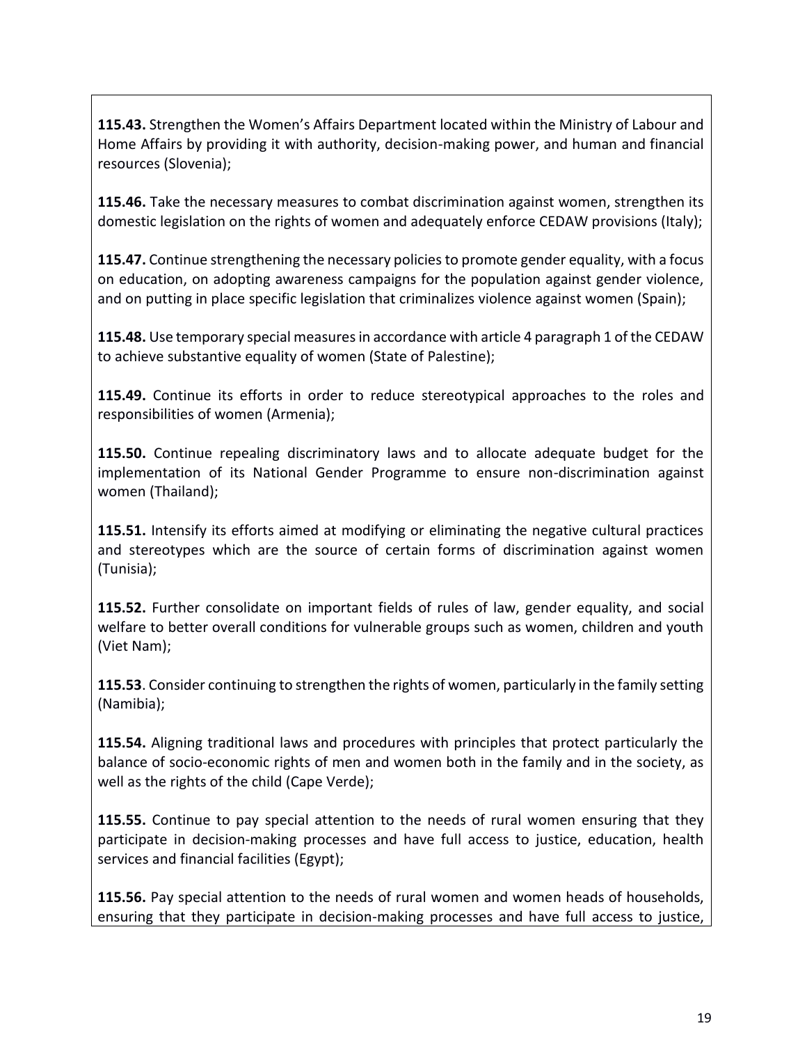**115.43.** Strengthen the Women's Affairs Department located within the Ministry of Labour and Home Affairs by providing it with authority, decision-making power, and human and financial resources (Slovenia);

**115.46.** Take the necessary measures to combat discrimination against women, strengthen its domestic legislation on the rights of women and adequately enforce CEDAW provisions (Italy);

**115.47.** Continue strengthening the necessary policies to promote gender equality, with a focus on education, on adopting awareness campaigns for the population against gender violence, and on putting in place specific legislation that criminalizes violence against women (Spain);

**115.48.** Use temporary special measures in accordance with article 4 paragraph 1 of the CEDAW to achieve substantive equality of women (State of Palestine);

**115.49.** Continue its efforts in order to reduce stereotypical approaches to the roles and responsibilities of women (Armenia);

**115.50.** Continue repealing discriminatory laws and to allocate adequate budget for the implementation of its National Gender Programme to ensure non-discrimination against women (Thailand);

**115.51.** Intensify its efforts aimed at modifying or eliminating the negative cultural practices and stereotypes which are the source of certain forms of discrimination against women (Tunisia);

**115.52.** Further consolidate on important fields of rules of law, gender equality, and social welfare to better overall conditions for vulnerable groups such as women, children and youth (Viet Nam);

**115.53**. Consider continuing to strengthen the rights of women, particularly in the family setting (Namibia);

**115.54.** Aligning traditional laws and procedures with principles that protect particularly the balance of socio-economic rights of men and women both in the family and in the society, as well as the rights of the child (Cape Verde);

**115.55.** Continue to pay special attention to the needs of rural women ensuring that they participate in decision-making processes and have full access to justice, education, health services and financial facilities (Egypt);

**115.56.** Pay special attention to the needs of rural women and women heads of households, ensuring that they participate in decision-making processes and have full access to justice,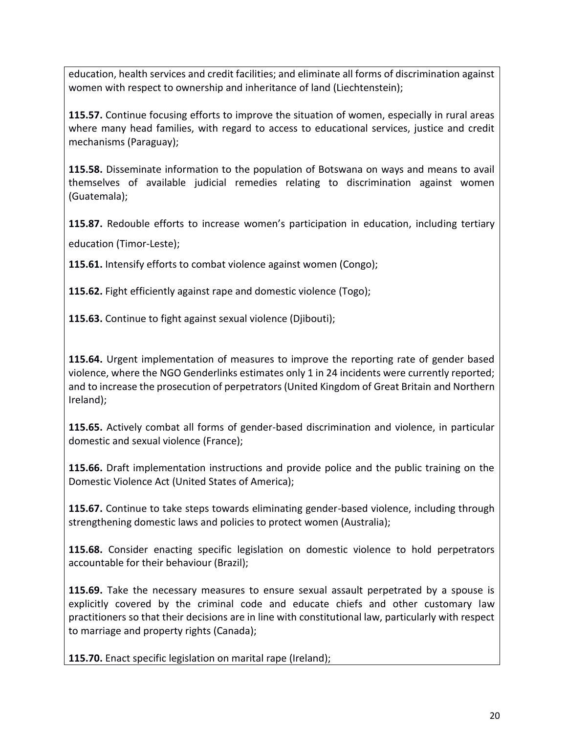education, health services and credit facilities; and eliminate all forms of discrimination against women with respect to ownership and inheritance of land (Liechtenstein);

**115.57.** Continue focusing efforts to improve the situation of women, especially in rural areas where many head families, with regard to access to educational services, justice and credit mechanisms (Paraguay);

**115.58.** Disseminate information to the population of Botswana on ways and means to avail themselves of available judicial remedies relating to discrimination against women (Guatemala);

**115.87.** Redouble efforts to increase women's participation in education, including tertiary education (Timor-Leste);

**115.61.** Intensify efforts to combat violence against women (Congo);

**115.62.** Fight efficiently against rape and domestic violence (Togo);

**115.63.** Continue to fight against sexual violence (Djibouti);

**115.64.** Urgent implementation of measures to improve the reporting rate of gender based violence, where the NGO Genderlinks estimates only 1 in 24 incidents were currently reported; and to increase the prosecution of perpetrators (United Kingdom of Great Britain and Northern Ireland);

**115.65.** Actively combat all forms of gender-based discrimination and violence, in particular domestic and sexual violence (France);

**115.66.** Draft implementation instructions and provide police and the public training on the Domestic Violence Act (United States of America);

**115.67.** Continue to take steps towards eliminating gender-based violence, including through strengthening domestic laws and policies to protect women (Australia);

**115.68.** Consider enacting specific legislation on domestic violence to hold perpetrators accountable for their behaviour (Brazil);

**115.69.** Take the necessary measures to ensure sexual assault perpetrated by a spouse is explicitly covered by the criminal code and educate chiefs and other customary law practitioners so that their decisions are in line with constitutional law, particularly with respect to marriage and property rights (Canada);

**115.70.** Enact specific legislation on marital rape (Ireland);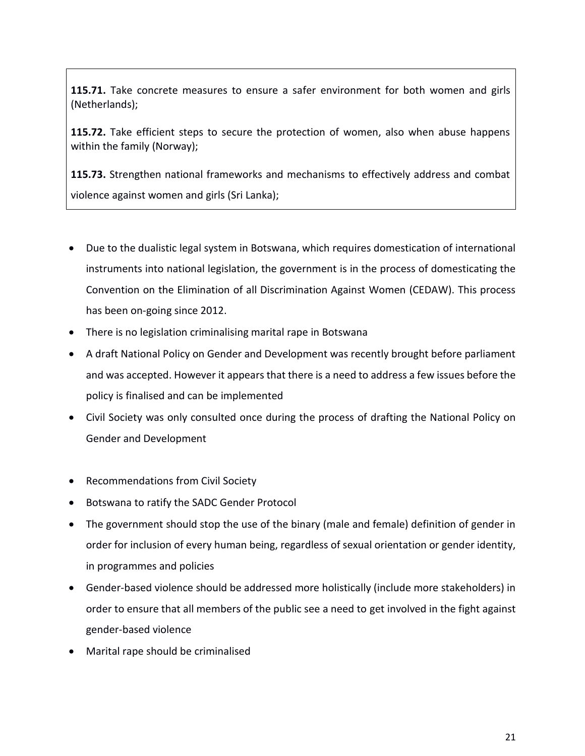**115.71.** Take concrete measures to ensure a safer environment for both women and girls (Netherlands);

**115.72.** Take efficient steps to secure the protection of women, also when abuse happens within the family (Norway);

**115.73.** Strengthen national frameworks and mechanisms to effectively address and combat violence against women and girls (Sri Lanka);

- Due to the dualistic legal system in Botswana, which requires domestication of international instruments into national legislation, the government is in the process of domesticating the Convention on the Elimination of all Discrimination Against Women (CEDAW). This process has been on-going since 2012.
- There is no legislation criminalising marital rape in Botswana
- A draft National Policy on Gender and Development was recently brought before parliament and was accepted. However it appears that there is a need to address a few issues before the policy is finalised and can be implemented
- Civil Society was only consulted once during the process of drafting the National Policy on Gender and Development

- Recommendations from Civil Society
- Botswana to ratify the SADC Gender Protocol
- The government should stop the use of the binary (male and female) definition of gender in order for inclusion of every human being, regardless of sexual orientation or gender identity, in programmes and policies
- Gender-based violence should be addressed more holistically (include more stakeholders) in order to ensure that all members of the public see a need to get involved in the fight against gender-based violence
- Marital rape should be criminalised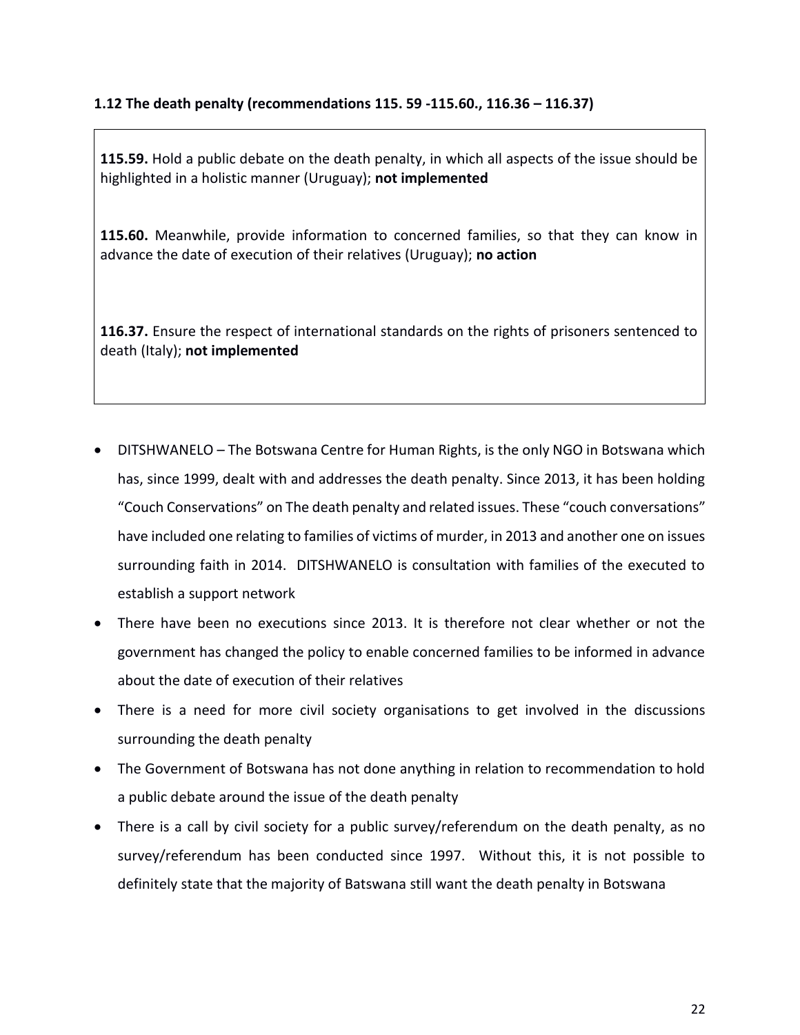### 1.12 The death penalty (recommendations 115. 59 -115.60., 116.36 – 116.37)

**115.59.** Hold a public debate on the death penalty, in which all aspects of the issue should be highlighted in a holistic manner (Uruguay); **not implemented**

**115.60.** Meanwhile, provide information to concerned families, so that they can know in advance the date of execution of their relatives (Uruguay); **no action**

**116.37.** Ensure the respect of international standards on the rights of prisoners sentenced to death (Italy); **not implemented**

- DITSHWANELO – The Botswana Centre for Human Rights, is the only NGO in Botswana which has, since 1999, dealt with and addresses the death penalty. Since 2013, it has been holding "Couch Conservations" on The death penalty and related issues. These "couch conversations" have included one relating to families of victims of murder, in 2013 and another one on issues surrounding faith in 2014. DITSHWANELO is consultation with families of the executed to establish a support network
- There have been no executions since 2013. It is therefore not clear whether or not the government has changed the policy to enable concerned families to be informed in advance about the date of execution of their relatives
- There is a need for more civil society organisations to get involved in the discussions surrounding the death penalty
- The Government of Botswana has not done anything in relation to recommendation to hold a public debate around the issue of the death penalty
- There is a call by civil society for a public survey/referendum on the death penalty, as no survey/referendum has been conducted since 1997. Without this, it is not possible to definitely state that the majority of Batswana still want the death penalty in Botswana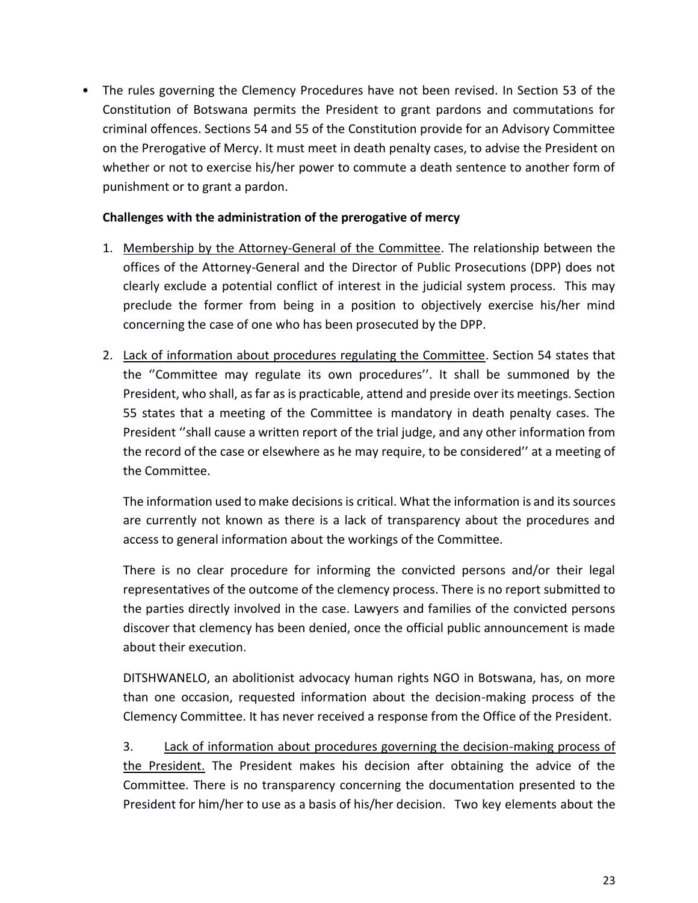- The rules governing the Clemency Procedures have not been revised. In Section 53 of the Constitution of Botswana permits the President to grant pardons and commutations for criminal offences. Sections 54 and 55 of the Constitution provide for an Advisory Committee on the Prerogative of Mercy. It must meet in death penalty cases, to advise the President on whether or not to exercise his/her power to commute a death sentence to another form of punishment or to grant a pardon.

**Challenges with the administration of the prerogative of mercy**

1. Membership by the Attorney-General of the Committee. The relationship between the offices of the Attorney-General and the Director of Public Prosecutions (DPP) does not clearly exclude a potential conflict of interest in the judicial system process. This may preclude the former from being in a position to objectively exercise his/her mind concerning the case of one who has been prosecuted by the DPP.

2. Lack of information about procedures regulating the Committee. Section 54 states that the ''Committee may regulate its own procedures''. It shall be summoned by the President, who shall, as far as is practicable, attend and preside over its meetings. Section 55 states that a meeting of the Committee is mandatory in death penalty cases. The President ''shall cause a written report of the trial judge, and any other information from the record of the case or elsewhere as he may require, to be considered'' at a meeting of the Committee.

   The information used to make decisions is critical. What the information is and its sources are currently not known as there is a lack of transparency about the procedures and access to general information about the workings of the Committee.

   There is no clear procedure for informing the convicted persons and/or their legal representatives of the outcome of the clemency process. There is no report submitted to the parties directly involved in the case. Lawyers and families of the convicted persons discover that clemency has been denied, once the official public announcement is made about their execution.

   DITSHWANELO, an abolitionist advocacy human rights NGO in Botswana, has, on more than one occasion, requested information about the decision-making process of the Clemency Committee. It has never received a response from the Office of the President.

3. Lack of information about procedures governing the decision-making process of the President. The President makes his decision after obtaining the advice of the Committee. There is no transparency concerning the documentation presented to the President for him/her to use as a basis of his/her decision. Two key elements about the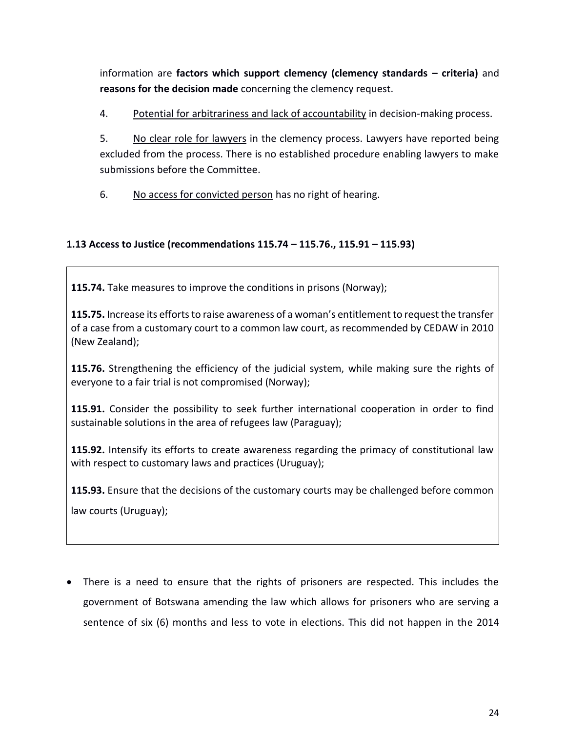information are **factors which support clemency (clemency standards – criteria)** and **reasons for the decision made** concerning the clemency request.

4. Potential for arbitrariness and lack of accountability in decision-making process.

5. No clear role for lawyers in the clemency process. Lawyers have reported being excluded from the process. There is no established procedure enabling lawyers to make submissions before the Committee.

6. No access for convicted person has no right of hearing.

### 1.13 Access to Justice (recommendations 115.74 – 115.76., 115.91 – 115.93)

> **115.74.** Take measures to improve the conditions in prisons (Norway);
>
> **115.75.** Increase its efforts to raise awareness of a woman's entitlement to request the transfer of a case from a customary court to a common law court, as recommended by CEDAW in 2010 (New Zealand);
>
> **115.76.** Strengthening the efficiency of the judicial system, while making sure the rights of everyone to a fair trial is not compromised (Norway);
>
> **115.91.** Consider the possibility to seek further international cooperation in order to find sustainable solutions in the area of refugees law (Paraguay);
>
> **115.92.** Intensify its efforts to create awareness regarding the primacy of constitutional law with respect to customary laws and practices (Uruguay);
>
> **115.93.** Ensure that the decisions of the customary courts may be challenged before common law courts (Uruguay);

- There is a need to ensure that the rights of prisoners are respected. This includes the government of Botswana amending the law which allows for prisoners who are serving a sentence of six (6) months and less to vote in elections. This did not happen in the 2014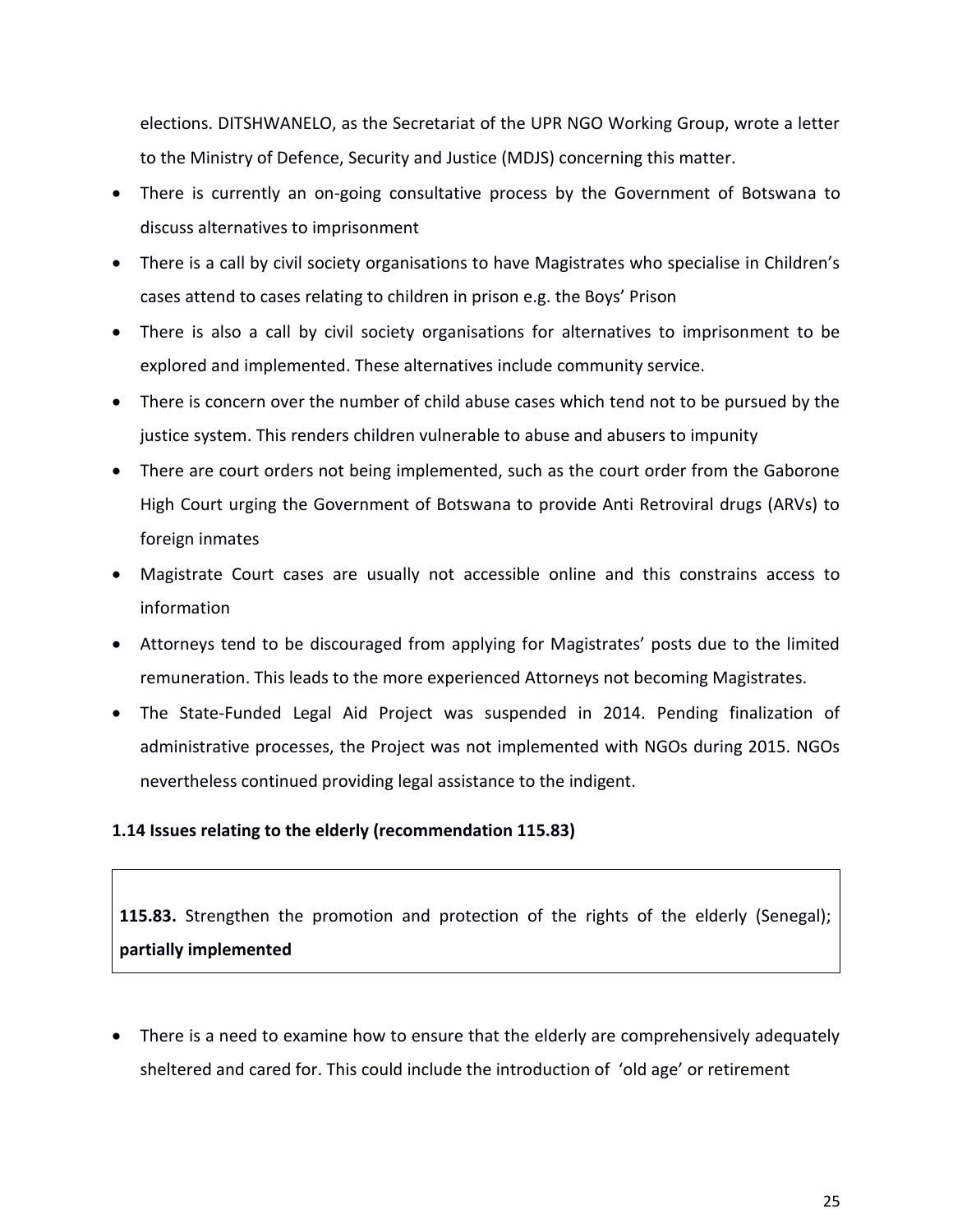elections. DITSHWANELO, as the Secretariat of the UPR NGO Working Group, wrote a letter to the Ministry of Defence, Security and Justice (MDJS) concerning this matter.

- There is currently an on-going consultative process by the Government of Botswana to discuss alternatives to imprisonment
- There is a call by civil society organisations to have Magistrates who specialise in Children's cases attend to cases relating to children in prison e.g. the Boys' Prison
- There is also a call by civil society organisations for alternatives to imprisonment to be explored and implemented. These alternatives include community service.
- There is concern over the number of child abuse cases which tend not to be pursued by the justice system. This renders children vulnerable to abuse and abusers to impunity
- There are court orders not being implemented, such as the court order from the Gaborone High Court urging the Government of Botswana to provide Anti Retroviral drugs (ARVs) to foreign inmates
- Magistrate Court cases are usually not accessible online and this constrains access to information
- Attorneys tend to be discouraged from applying for Magistrates' posts due to the limited remuneration. This leads to the more experienced Attorneys not becoming Magistrates.
- The State-Funded Legal Aid Project was suspended in 2014. Pending finalization of administrative processes, the Project was not implemented with NGOs during 2015. NGOs nevertheless continued providing legal assistance to the indigent.

### 1.14 Issues relating to the elderly (recommendation 115.83)

**115.83.** Strengthen the promotion and protection of the rights of the elderly (Senegal); **partially implemented**

- There is a need to examine how to ensure that the elderly are comprehensively adequately sheltered and cared for. This could include the introduction of 'old age' or retirement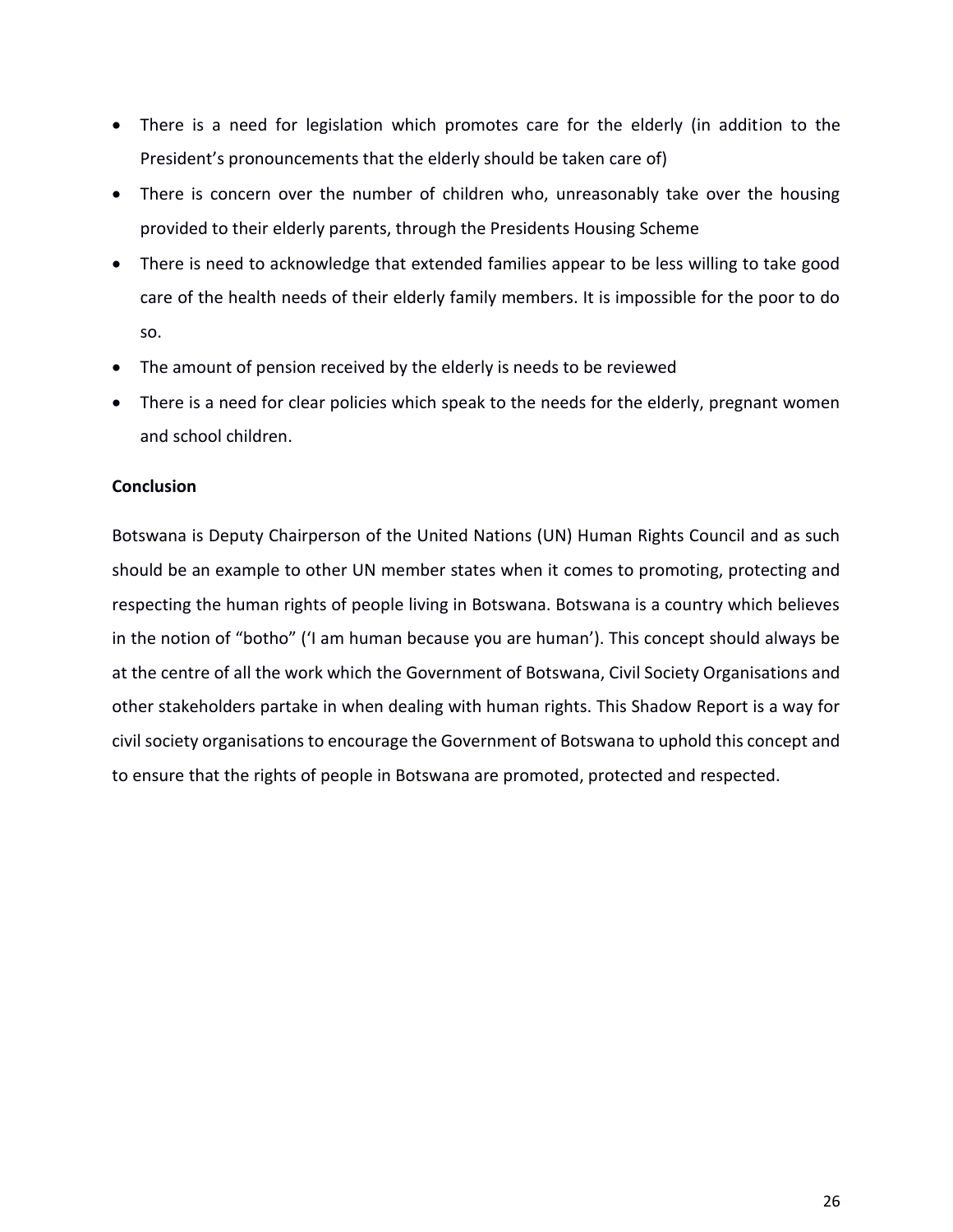- There is a need for legislation which promotes care for the elderly (in addition to the President's pronouncements that the elderly should be taken care of)
- There is concern over the number of children who, unreasonably take over the housing provided to their elderly parents, through the Presidents Housing Scheme
- There is need to acknowledge that extended families appear to be less willing to take good care of the health needs of their elderly family members. It is impossible for the poor to do so.
- The amount of pension received by the elderly is needs to be reviewed
- There is a need for clear policies which speak to the needs for the elderly, pregnant women and school children.

**Conclusion**

Botswana is Deputy Chairperson of the United Nations (UN) Human Rights Council and as such should be an example to other UN member states when it comes to promoting, protecting and respecting the human rights of people living in Botswana. Botswana is a country which believes in the notion of "botho" ('I am human because you are human'). This concept should always be at the centre of all the work which the Government of Botswana, Civil Society Organisations and other stakeholders partake in when dealing with human rights. This Shadow Report is a way for civil society organisations to encourage the Government of Botswana to uphold this concept and to ensure that the rights of people in Botswana are promoted, protected and respected.